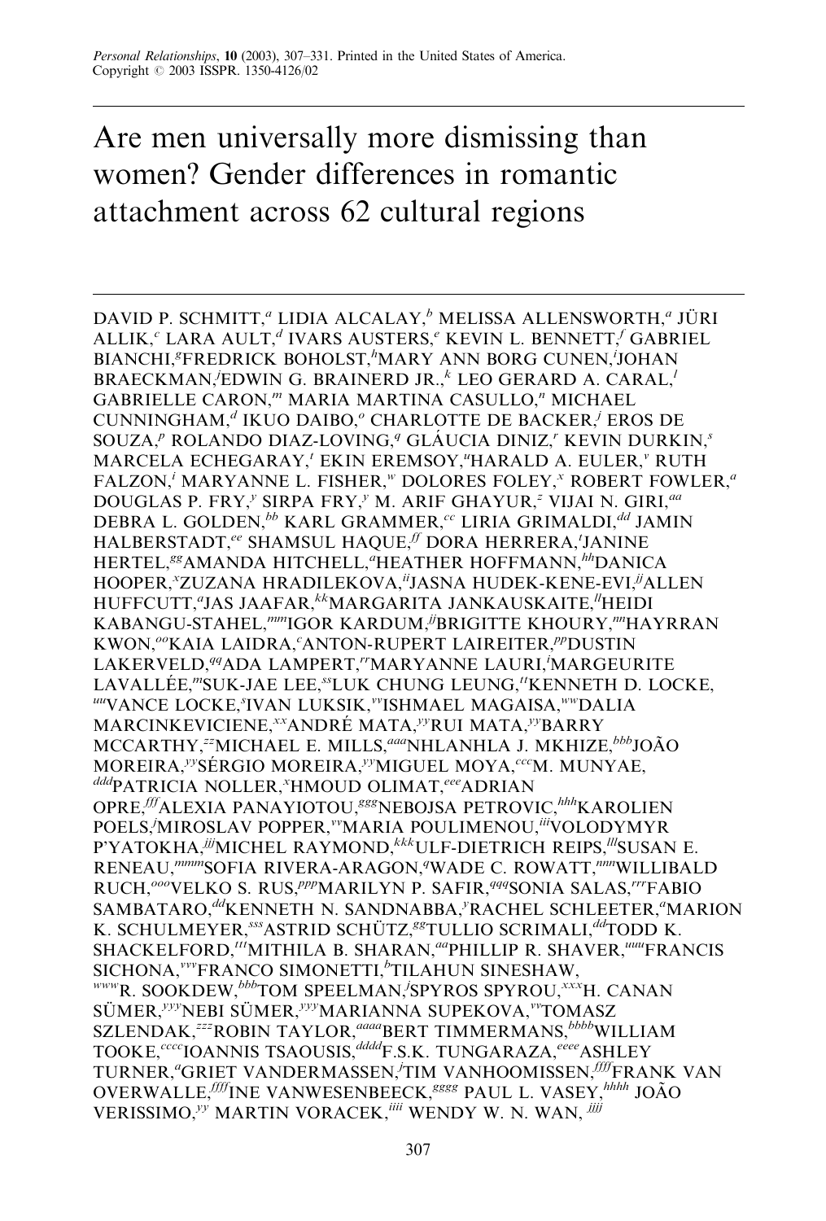Personal Relationships, 10 (2003), 307–331. Printed in the United States of America.
Copyright © 2003 ISSPR. 1350-4126/02

# Are men universally more dismissing than women? Gender differences in romantic attachment across 62 cultural regions

DAVID P. SCHMITT,[a] LIDIA ALCALAY,[b] MELISSA ALLENSWORTH,[a] JÜRI ALLIK,[c] LARA AULT,[d] IVARS AUSTERS,[e] KEVIN L. BENNETT,[f] GABRIEL BIANCHI,[g] FREDRICK BOHOLST,[h] MARY ANN BORG CUNEN,[i] JOHAN BRAECKMAN,[j] EDWIN G. BRAINERD JR.,[k] LEO GERARD A. CARAL,[l] GABRIELLE CARON,[m] MARIA MARTINA CASULLO,[n] MICHAEL CUNNINGHAM,[d] IKUO DAIBO,[o] CHARLOTTE DE BACKER,[j] EROS DE SOUZA,[p] ROLANDO DIAZ-LOVING,[q] GLÁUCIA DINIZ,[r] KEVIN DURKIN,[s] MARCELA ECHEGARAY,[t] EKIN EREMSOY,[u] HARALD A. EULER,[v] RUTH FALZON,[i] MARYANNE L. FISHER,[w] DOLORES FOLEY,[x] ROBERT FOWLER,[a] DOUGLAS P. FRY,[y] SIRPA FRY,[y] M. ARIF GHAYUR,[z] VIJAI N. GIRI,[aa] DEBRA L. GOLDEN,[bb] KARL GRAMMER,[cc] LIRIA GRIMALDI,[dd] JAMIN HALBERSTADT,[ee] SHAMSUL HAQUE,[ff] DORA HERRERA,[t] JANINE HERTEL,[gg] AMANDA HITCHELL,[a] HEATHER HOFFMANN,[hh] DANICA HOOPER,[x] ZUZANA HRADILEKOVA,[ii] JASNA HUDEK-KENE-EVI,[jj] ALLEN HUFFCUTT,[a] JAS JAAFAR,[kk] MARGARITA JANKAUSKAITE,[ll] HEIDI KABANGU-STAHEL,[mm] IGOR KARDUM,[jj] BRIGITTE KHOURY,[nn] HAYRRAN KWON,[oo] KAIA LAIDRA,[c] ANTON-RUPERT LAIREITER,[pp] DUSTIN LAKERVELD,[qq] ADA LAMPERT,[rr] MARYANNE LAURI,[i] MARGEURITE LAVALLÉE,[m] SUK-JAE LEE,[ss] LUK CHUNG LEUNG,[tt] KENNETH D. LOCKE,[uu] VANCE LOCKE,[s] IVAN LUKSIK,[vv] ISHMAEL MAGAISA,[ww] DALIA MARCINKEVICIENE,[xx] ANDRÉ MATA,[yy] RUI MATA,[yy] BARRY MCCARTHY,[zz] MICHAEL E. MILLS,[aaa] NHLANHLA J. MKHIZE,[bbb] JOÃO MOREIRA,[yy] SÉRGIO MOREIRA,[yy] MIGUEL MOYA,[ccc] M. MUNYAE,[ddd] PATRICIA NOLLER,[x] HMOUD OLIMAT,[eee] ADRIAN OPRE,[fff] ALEXIA PANAYIOTOU,[ggg] NEBOJSA PETROVIC,[hhh] KAROLIEN POELS,[j] MIROSLAV POPPER,[vv] MARIA POULIMENOU,[iii] VOLODYMYR P'YATOKHA,[jjj] MICHEL RAYMOND,[kkk] ULF-DIETRICH REIPS,[lll] SUSAN E. RENEAU,[mmm] SOFIA RIVERA-ARAGON,[q] WADE C. ROWATT,[nnn] WILLIBALD RUCH,[ooo] VELKO S. RUS,[ppp] MARILYN P. SAFIR,[qqq] SONIA SALAS,[rrr] FABIO SAMBATARO,[dd] KENNETH N. SANDNABBA,[y] RACHEL SCHLEETER,[a] MARION K. SCHULMEYER,[sss] ASTRID SCHÜTZ,[gg] TULLIO SCRIMALI,[dd] TODD K. SHACKELFORD,[ttt] MITHILA B. SHARAN,[aa] PHILLIP R. SHAVER,[uuu] FRANCIS SICHONA,[vvv] FRANCO SIMONETTI,[b] TILAHUN SINESHAW,[www] R. SOOKDEW,[bbb] TOM SPEELMAN,[j] SPYROS SPYROU,[xxx] H. CANAN SÜMER,[yyy] NEBI SÜMER,[yyy] MARIANNA SUPEKOVA,[vv] TOMASZ SZLENDAK,[zzz] ROBIN TAYLOR,[aaaa] BERT TIMMERMANS,[bbbb] WILLIAM TOOKE,[cccc] IOANNIS TSAOUSIS,[dddd] F.S.K. TUNGARAZA,[eeee] ASHLEY TURNER,[a] GRIET VANDERMASSEN,[j] TIM VANHOOMISSEN,[ffff] FRANK VAN OVERWALLE,[ffff] INE VANWESENBEECK,[gggg] PAUL L. VASEY,[hhhh] JOÃO VERISSIMO,[yy] MARTIN VORACEK,[iiii] WENDY W. N. WAN,[jjjj]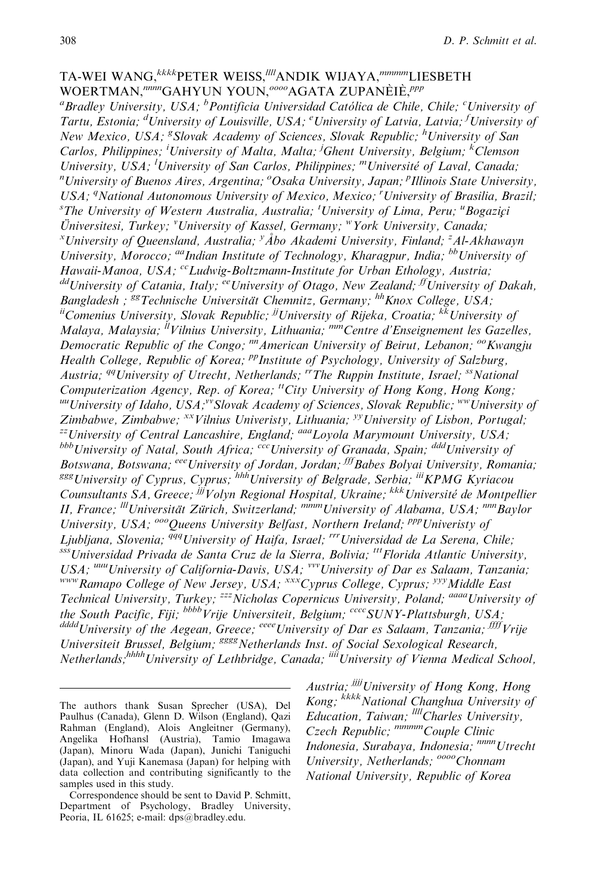TA-WEI WANG,[kkkk] PETER WEISS,[llll] ANDIK WIJAYA,[mmmm] LIESBETH WOERTMAN,[nnnn] GAHYUN YOUN,[oooo] AGATA ZUPANÈIÈ,[ppp]

[a]Bradley University, USA; [b]Pontificia Universidad Católica de Chile, Chile; [c]University of Tartu, Estonia; [d]University of Louisville, USA; [e]University of Latvia, Latvia; [f]University of New Mexico, USA; [g]Slovak Academy of Sciences, Slovak Republic; [h]University of San Carlos, Philippines; [i]University of Malta, Malta; [j]Ghent University, Belgium; [k]Clemson University, USA; [l]University of San Carlos, Philippines; [m]Université of Laval, Canada; [n]University of Buenos Aires, Argentina; [o]Osaka University, Japan; [p]Illinois State University, USA; [q]National Autonomous University of Mexico, Mexico; [r]University of Brasilia, Brazil; [s]The University of Western Australia, Australia; [t]University of Lima, Peru; [u]Bogaziçi Üniversitesi, Turkey; [v]University of Kassel, Germany; [w]York University, Canada; [x]University of Queensland, Australia; [y]Åbo Akademi University, Finland; [z]Al-Akhawayn University, Morocco; [aa]Indian Institute of Technology, Kharagpur, India; [bb]University of Hawaii-Manoa, USA; [cc]Ludwig-Boltzmann-Institute for Urban Ethology, Austria; [dd]University of Catania, Italy; [ee]University of Otago, New Zealand; [ff]University of Dakah, Bangladesh ; [gg]Technische Universität Chemnitz, Germany; [hh]Knox College, USA; [ii]Comenius University, Slovak Republic; [jj]University of Rijeka, Croatia; [kk]University of Malaya, Malaysia; [ll]Vilnius University, Lithuania; [mm]Centre d'Enseignement les Gazelles, Democratic Republic of the Congo; [nn]American University of Beirut, Lebanon; [oo]Kwangju Health College, Republic of Korea; [pp]Institute of Psychology, University of Salzburg, Austria; [qq]University of Utrecht, Netherlands; [rr]The Ruppin Institute, Israel; [ss]National Computerization Agency, Rep. of Korea; [tt]City University of Hong Kong, Hong Kong; [uu]University of Idaho, USA;[vv]Slovak Academy of Sciences, Slovak Republic; [ww]University of Zimbabwe, Zimbabwe; [xx]Vilnius Univeristy, Lithuania; [yy]University of Lisbon, Portugal; [zz]University of Central Lancashire, England; [aaa]Loyola Marymount University, USA; [bbb]University of Natal, South Africa; [ccc]University of Granada, Spain; [ddd]University of Botswana, Botswana; [eee]University of Jordan, Jordan; [fff]Babes Bolyai University, Romania; [ggg]University of Cyprus, Cyprus; [hhh]University of Belgrade, Serbia; [iii]KPMG Kyriacou Counsultants SA, Greece; [jjj]Volyn Regional Hospital, Ukraine; [kkk]Université de Montpellier II, France; [lll]Universität Zürich, Switzerland; [mmm]University of Alabama, USA; [nnn]Baylor University, USA; [ooo]Queens University Belfast, Northern Ireland; [ppp]Univeristy of Ljubljana, Slovenia; [qqq]University of Haifa, Israel; [rrr]Universidad de La Serena, Chile; [sss]Universidad Privada de Santa Cruz de la Sierra, Bolivia; [ttt]Florida Atlantic University, USA; [uuu]University of California-Davis, USA; [vvv]University of Dar es Salaam, Tanzania; [www]Ramapo College of New Jersey, USA; [xxx]Cyprus College, Cyprus; [yyy]Middle East Technical University, Turkey; [zzz]Nicholas Copernicus University, Poland; [aaaa]University of the South Pacific, Fiji; [bbbb]Vrije Universiteit, Belgium; [cccc]SUNY-Plattsburgh, USA; [dddd]University of the Aegean, Greece; [eeee]University of Dar es Salaam, Tanzania; [ffff]Vrije Universiteit Brussel, Belgium; [gggg]Netherlands Inst. of Social Sexological Research, Netherlands;[hhhh]University of Lethbridge, Canada; [iiii]University of Vienna Medical School, Austria; [jjjj]University of Hong Kong, Hong Kong; [kkkk]National Changhua University of Education, Taiwan; [llll]Charles University, Czech Republic; [mmmm]Couple Clinic Indonesia, Surabaya, Indonesia; [nnnn]Utrecht University, Netherlands; [oooo]Chonnam National University, Republic of Korea

---

The authors thank Susan Sprecher (USA), Del Paulhus (Canada), Glenn D. Wilson (England), Qazi Rahman (England), Alois Angleitner (Germany), Angelika Hofhansl (Austria), Tamio Imagawa (Japan), Minoru Wada (Japan), Junichi Taniguchi (Japan), and Yuji Kanemasa (Japan) for helping with data collection and contributing significantly to the samples used in this study.

Correspondence should be sent to David P. Schmitt, Department of Psychology, Bradley University, Peoria, IL 61625; e-mail: dps@bradley.edu.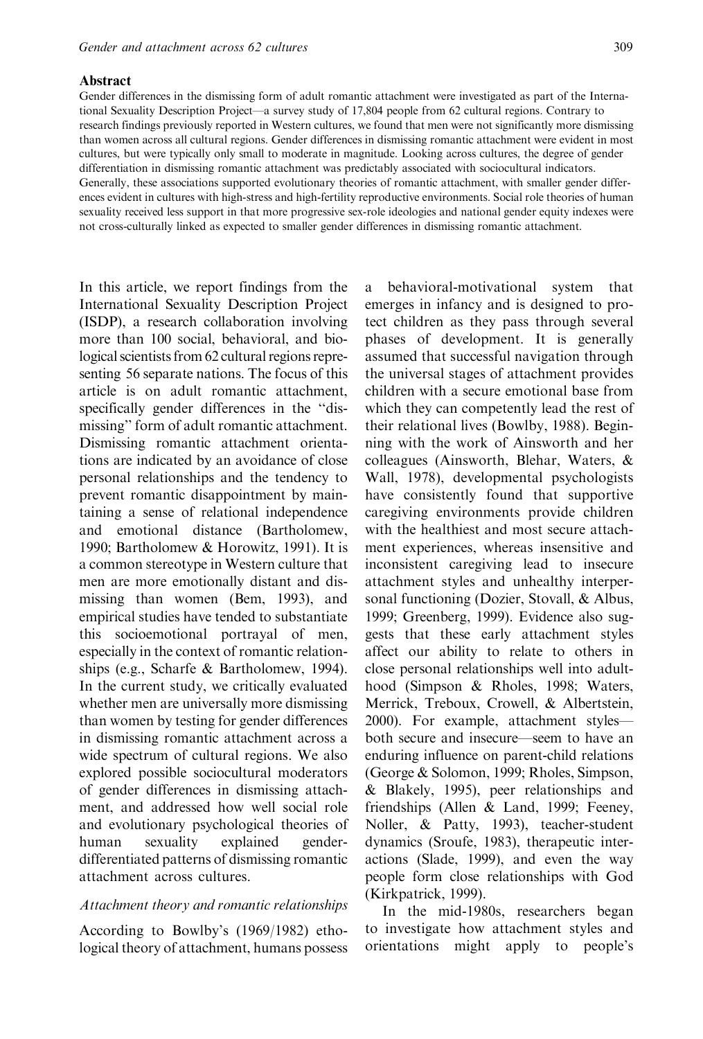## Abstract

Gender differences in the dismissing form of adult romantic attachment were investigated as part of the International Sexuality Description Project—a survey study of 17,804 people from 62 cultural regions. Contrary to research findings previously reported in Western cultures, we found that men were not significantly more dismissing than women across all cultural regions. Gender differences in dismissing romantic attachment were evident in most cultures, but were typically only small to moderate in magnitude. Looking across cultures, the degree of gender differentiation in dismissing romantic attachment was predictably associated with sociocultural indicators. Generally, these associations supported evolutionary theories of romantic attachment, with smaller gender differences evident in cultures with high-stress and high-fertility reproductive environments. Social role theories of human sexuality received less support in that more progressive sex-role ideologies and national gender equity indexes were not cross-culturally linked as expected to smaller gender differences in dismissing romantic attachment.

In this article, we report findings from the International Sexuality Description Project (ISDP), a research collaboration involving more than 100 social, behavioral, and biological scientists from 62 cultural regions representing 56 separate nations. The focus of this article is on adult romantic attachment, specifically gender differences in the "dismissing" form of adult romantic attachment. Dismissing romantic attachment orientations are indicated by an avoidance of close personal relationships and the tendency to prevent romantic disappointment by maintaining a sense of relational independence and emotional distance (Bartholomew, 1990; Bartholomew & Horowitz, 1991). It is a common stereotype in Western culture that men are more emotionally distant and dismissing than women (Bem, 1993), and empirical studies have tended to substantiate this socioemotional portrayal of men, especially in the context of romantic relationships (e.g., Scharfe & Bartholomew, 1994). In the current study, we critically evaluated whether men are universally more dismissing than women by testing for gender differences in dismissing romantic attachment across a wide spectrum of cultural regions. We also explored possible sociocultural moderators of gender differences in dismissing attachment, and addressed how well social role and evolutionary psychological theories of human sexuality explained gender-differentiated patterns of dismissing romantic attachment across cultures.

### *Attachment theory and romantic relationships*

According to Bowlby's (1969/1982) ethological theory of attachment, humans possess a behavioral-motivational system that emerges in infancy and is designed to protect children as they pass through several phases of development. It is generally assumed that successful navigation through the universal stages of attachment provides children with a secure emotional base from which they can competently lead the rest of their relational lives (Bowlby, 1988). Beginning with the work of Ainsworth and her colleagues (Ainsworth, Blehar, Waters, & Wall, 1978), developmental psychologists have consistently found that supportive caregiving environments provide children with the healthiest and most secure attachment experiences, whereas insensitive and inconsistent caregiving lead to insecure attachment styles and unhealthy interpersonal functioning (Dozier, Stovall, & Albus, 1999; Greenberg, 1999). Evidence also suggests that these early attachment styles affect our ability to relate to others in close personal relationships well into adulthood (Simpson & Rholes, 1998; Waters, Merrick, Treboux, Crowell, & Albertstein, 2000). For example, attachment styles—both secure and insecure—seem to have an enduring influence on parent-child relations (George & Solomon, 1999; Rholes, Simpson, & Blakely, 1995), peer relationships and friendships (Allen & Land, 1999; Feeney, Noller, & Patty, 1993), teacher-student dynamics (Sroufe, 1983), therapeutic interactions (Slade, 1999), and even the way people form close relationships with God (Kirkpatrick, 1999).

In the mid-1980s, researchers began to investigate how attachment styles and orientations might apply to people's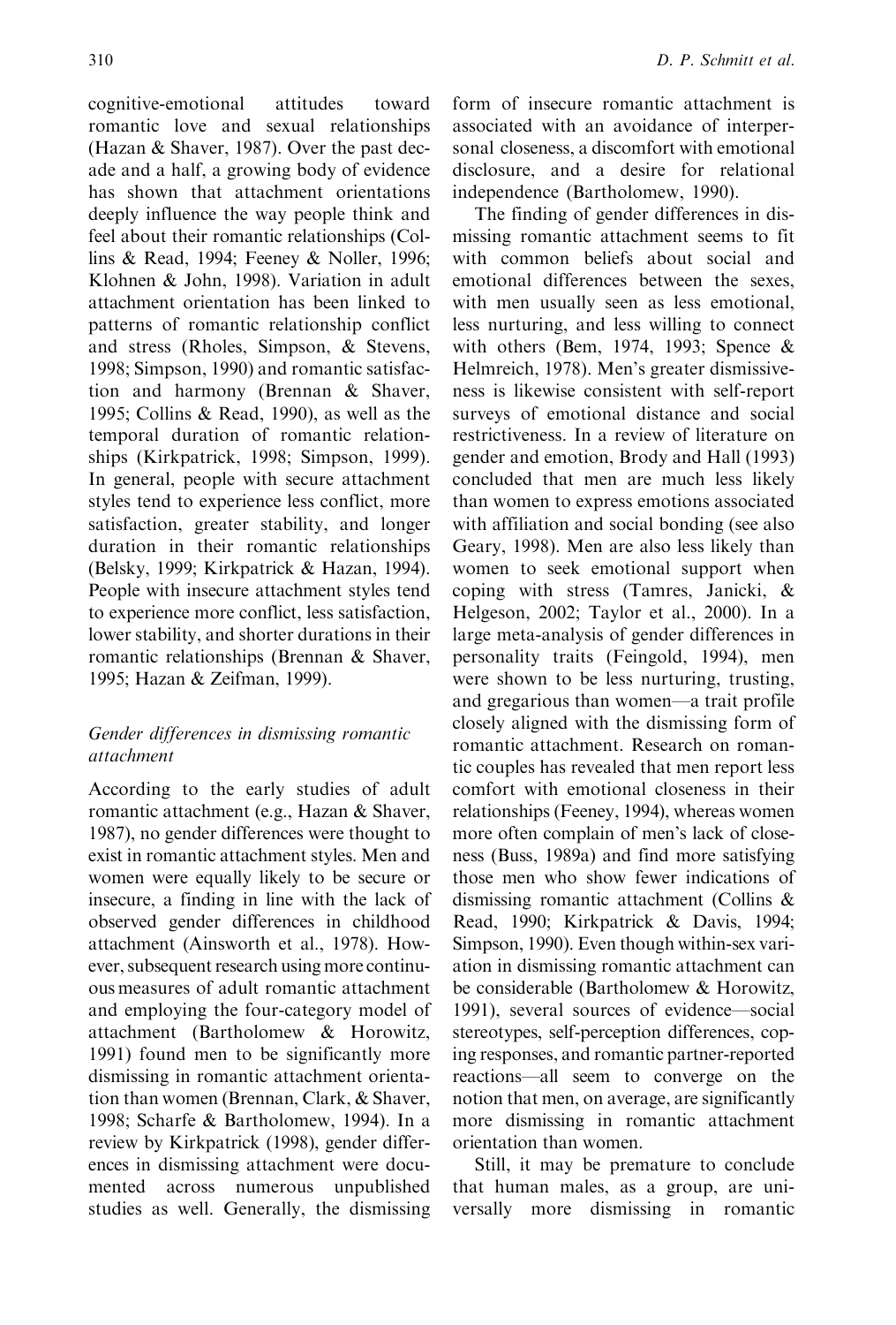cognitive-emotional attitudes toward romantic love and sexual relationships (Hazan & Shaver, 1987). Over the past decade and a half, a growing body of evidence has shown that attachment orientations deeply influence the way people think and feel about their romantic relationships (Collins & Read, 1994; Feeney & Noller, 1996; Klohnen & John, 1998). Variation in adult attachment orientation has been linked to patterns of romantic relationship conflict and stress (Rholes, Simpson, & Stevens, 1998; Simpson, 1990) and romantic satisfaction and harmony (Brennan & Shaver, 1995; Collins & Read, 1990), as well as the temporal duration of romantic relationships (Kirkpatrick, 1998; Simpson, 1999). In general, people with secure attachment styles tend to experience less conflict, more satisfaction, greater stability, and longer duration in their romantic relationships (Belsky, 1999; Kirkpatrick & Hazan, 1994). People with insecure attachment styles tend to experience more conflict, less satisfaction, lower stability, and shorter durations in their romantic relationships (Brennan & Shaver, 1995; Hazan & Zeifman, 1999).

### *Gender differences in dismissing romantic attachment*

According to the early studies of adult romantic attachment (e.g., Hazan & Shaver, 1987), no gender differences were thought to exist in romantic attachment styles. Men and women were equally likely to be secure or insecure, a finding in line with the lack of observed gender differences in childhood attachment (Ainsworth et al., 1978). However, subsequent research using more continuous measures of adult romantic attachment and employing the four-category model of attachment (Bartholomew & Horowitz, 1991) found men to be significantly more dismissing in romantic attachment orientation than women (Brennan, Clark, & Shaver, 1998; Scharfe & Bartholomew, 1994). In a review by Kirkpatrick (1998), gender differences in dismissing attachment were documented across numerous unpublished studies as well. Generally, the dismissing form of insecure romantic attachment is associated with an avoidance of interpersonal closeness, a discomfort with emotional disclosure, and a desire for relational independence (Bartholomew, 1990).

The finding of gender differences in dismissing romantic attachment seems to fit with common beliefs about social and emotional differences between the sexes, with men usually seen as less emotional, less nurturing, and less willing to connect with others (Bem, 1974, 1993; Spence & Helmreich, 1978). Men's greater dismissiveness is likewise consistent with self-report surveys of emotional distance and social restrictiveness. In a review of literature on gender and emotion, Brody and Hall (1993) concluded that men are much less likely than women to express emotions associated with affiliation and social bonding (see also Geary, 1998). Men are also less likely than women to seek emotional support when coping with stress (Tamres, Janicki, & Helgeson, 2002; Taylor et al., 2000). In a large meta-analysis of gender differences in personality traits (Feingold, 1994), men were shown to be less nurturing, trusting, and gregarious than women—a trait profile closely aligned with the dismissing form of romantic attachment. Research on romantic couples has revealed that men report less comfort with emotional closeness in their relationships (Feeney, 1994), whereas women more often complain of men's lack of closeness (Buss, 1989a) and find more satisfying those men who show fewer indications of dismissing romantic attachment (Collins & Read, 1990; Kirkpatrick & Davis, 1994; Simpson, 1990). Even though within-sex variation in dismissing romantic attachment can be considerable (Bartholomew & Horowitz, 1991), several sources of evidence—social stereotypes, self-perception differences, coping responses, and romantic partner-reported reactions—all seem to converge on the notion that men, on average, are significantly more dismissing in romantic attachment orientation than women.

Still, it may be premature to conclude that human males, as a group, are universally more dismissing in romantic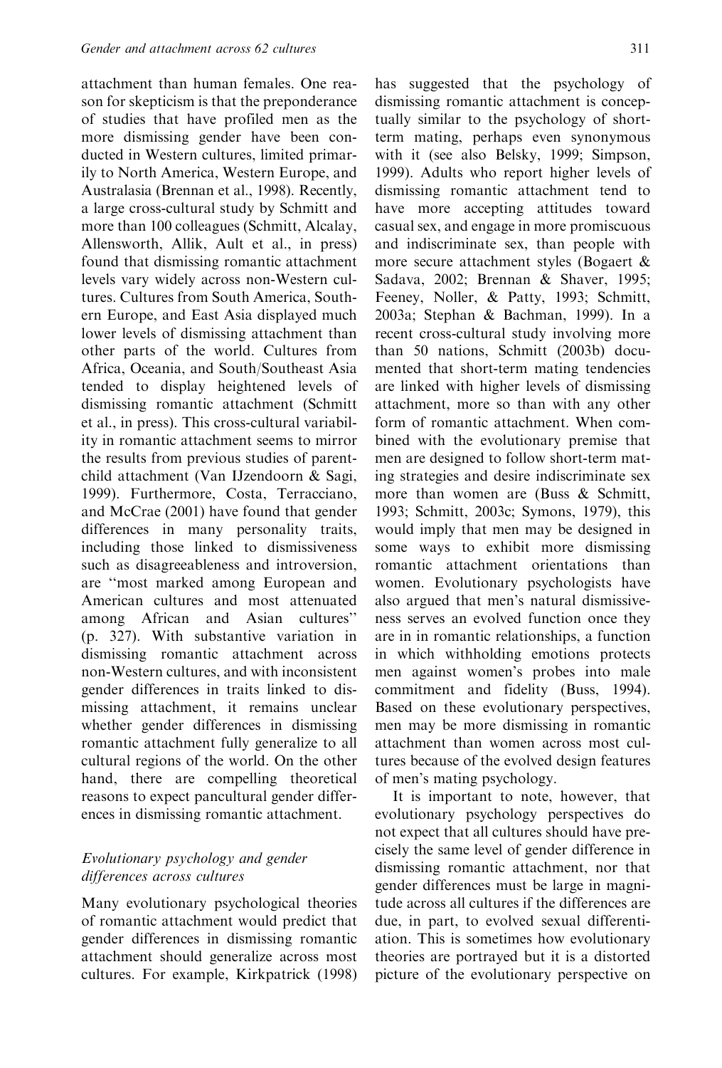attachment than human females. One reason for skepticism is that the preponderance of studies that have profiled men as the more dismissing gender have been conducted in Western cultures, limited primarily to North America, Western Europe, and Australasia (Brennan et al., 1998). Recently, a large cross-cultural study by Schmitt and more than 100 colleagues (Schmitt, Alcalay, Allensworth, Allik, Ault et al., in press) found that dismissing romantic attachment levels vary widely across non-Western cultures. Cultures from South America, Southern Europe, and East Asia displayed much lower levels of dismissing attachment than other parts of the world. Cultures from Africa, Oceania, and South/Southeast Asia tended to display heightened levels of dismissing romantic attachment (Schmitt et al., in press). This cross-cultural variability in romantic attachment seems to mirror the results from previous studies of parent-child attachment (Van IJzendoorn & Sagi, 1999). Furthermore, Costa, Terracciano, and McCrae (2001) have found that gender differences in many personality traits, including those linked to dismissiveness such as disagreeableness and introversion, are "most marked among European and American cultures and most attenuated among African and Asian cultures" (p. 327). With substantive variation in dismissing romantic attachment across non-Western cultures, and with inconsistent gender differences in traits linked to dismissing attachment, it remains unclear whether gender differences in dismissing romantic attachment fully generalize to all cultural regions of the world. On the other hand, there are compelling theoretical reasons to expect pancultural gender differences in dismissing romantic attachment.

### *Evolutionary psychology and gender differences across cultures*

Many evolutionary psychological theories of romantic attachment would predict that gender differences in dismissing romantic attachment should generalize across most cultures. For example, Kirkpatrick (1998) has suggested that the psychology of dismissing romantic attachment is conceptually similar to the psychology of short-term mating, perhaps even synonymous with it (see also Belsky, 1999; Simpson, 1999). Adults who report higher levels of dismissing romantic attachment tend to have more accepting attitudes toward casual sex, and engage in more promiscuous and indiscriminate sex, than people with more secure attachment styles (Bogaert & Sadava, 2002; Brennan & Shaver, 1995; Feeney, Noller, & Patty, 1993; Schmitt, 2003a; Stephan & Bachman, 1999). In a recent cross-cultural study involving more than 50 nations, Schmitt (2003b) documented that short-term mating tendencies are linked with higher levels of dismissing attachment, more so than with any other form of romantic attachment. When combined with the evolutionary premise that men are designed to follow short-term mating strategies and desire indiscriminate sex more than women are (Buss & Schmitt, 1993; Schmitt, 2003c; Symons, 1979), this would imply that men may be designed in some ways to exhibit more dismissing romantic attachment orientations than women. Evolutionary psychologists have also argued that men's natural dismissiveness serves an evolved function once they are in in romantic relationships, a function in which withholding emotions protects men against women's probes into male commitment and fidelity (Buss, 1994). Based on these evolutionary perspectives, men may be more dismissing in romantic attachment than women across most cultures because of the evolved design features of men's mating psychology.

It is important to note, however, that evolutionary psychology perspectives do not expect that all cultures should have precisely the same level of gender difference in dismissing romantic attachment, nor that gender differences must be large in magnitude across all cultures if the differences are due, in part, to evolved sexual differentiation. This is sometimes how evolutionary theories are portrayed but it is a distorted picture of the evolutionary perspective on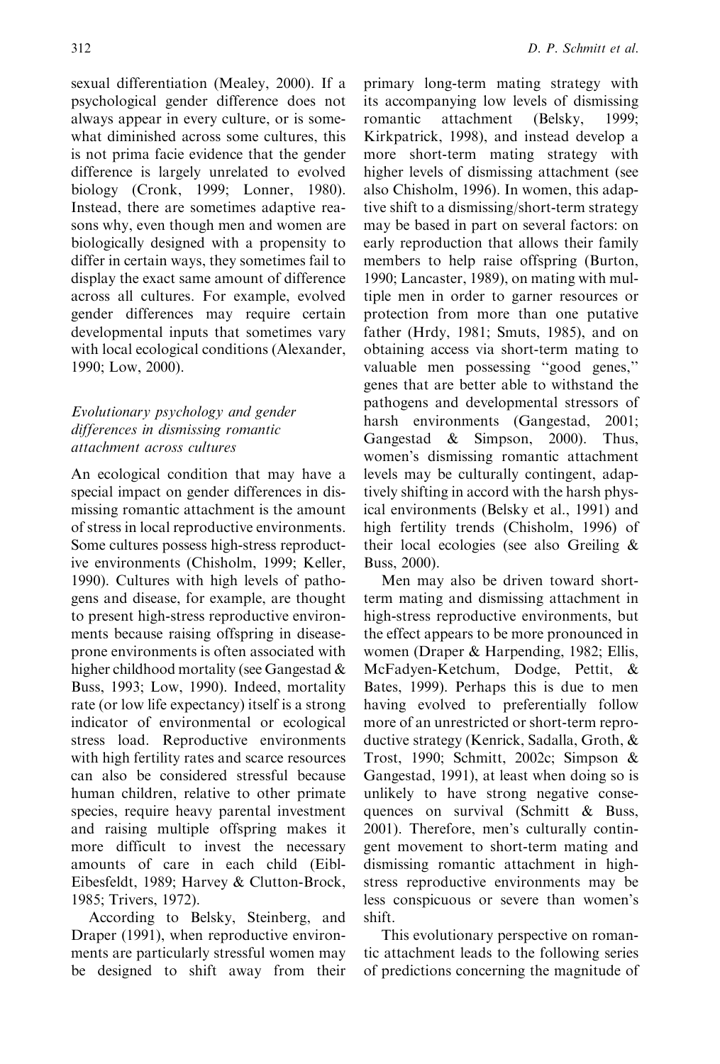sexual differentiation (Mealey, 2000). If a psychological gender difference does not always appear in every culture, or is somewhat diminished across some cultures, this is not prima facie evidence that the gender difference is largely unrelated to evolved biology (Cronk, 1999; Lonner, 1980). Instead, there are sometimes adaptive reasons why, even though men and women are biologically designed with a propensity to differ in certain ways, they sometimes fail to display the exact same amount of difference across all cultures. For example, evolved gender differences may require certain developmental inputs that sometimes vary with local ecological conditions (Alexander, 1990; Low, 2000).

### *Evolutionary psychology and gender differences in dismissing romantic attachment across cultures*

An ecological condition that may have a special impact on gender differences in dismissing romantic attachment is the amount of stress in local reproductive environments. Some cultures possess high-stress reproductive environments (Chisholm, 1999; Keller, 1990). Cultures with high levels of pathogens and disease, for example, are thought to present high-stress reproductive environments because raising offspring in disease-prone environments is often associated with higher childhood mortality (see Gangestad & Buss, 1993; Low, 1990). Indeed, mortality rate (or low life expectancy) itself is a strong indicator of environmental or ecological stress load. Reproductive environments with high fertility rates and scarce resources can also be considered stressful because human children, relative to other primate species, require heavy parental investment and raising multiple offspring makes it more difficult to invest the necessary amounts of care in each child (Eibl-Eibesfeldt, 1989; Harvey & Clutton-Brock, 1985; Trivers, 1972).

According to Belsky, Steinberg, and Draper (1991), when reproductive environments are particularly stressful women may be designed to shift away from their primary long-term mating strategy with its accompanying low levels of dismissing romantic attachment (Belsky, 1999; Kirkpatrick, 1998), and instead develop a more short-term mating strategy with higher levels of dismissing attachment (see also Chisholm, 1996). In women, this adaptive shift to a dismissing/short-term strategy may be based in part on several factors: on early reproduction that allows their family members to help raise offspring (Burton, 1990; Lancaster, 1989), on mating with multiple men in order to garner resources or protection from more than one putative father (Hrdy, 1981; Smuts, 1985), and on obtaining access via short-term mating to valuable men possessing "good genes," genes that are better able to withstand the pathogens and developmental stressors of harsh environments (Gangestad, 2001; Gangestad & Simpson, 2000). Thus, women's dismissing romantic attachment levels may be culturally contingent, adaptively shifting in accord with the harsh physical environments (Belsky et al., 1991) and high fertility trends (Chisholm, 1996) of their local ecologies (see also Greiling & Buss, 2000).

Men may also be driven toward short-term mating and dismissing attachment in high-stress reproductive environments, but the effect appears to be more pronounced in women (Draper & Harpending, 1982; Ellis, McFadyen-Ketchum, Dodge, Pettit, & Bates, 1999). Perhaps this is due to men having evolved to preferentially follow more of an unrestricted or short-term reproductive strategy (Kenrick, Sadalla, Groth, & Trost, 1990; Schmitt, 2002c; Simpson & Gangestad, 1991), at least when doing so is unlikely to have strong negative consequences on survival (Schmitt & Buss, 2001). Therefore, men's culturally contingent movement to short-term mating and dismissing romantic attachment in high-stress reproductive environments may be less conspicuous or severe than women's shift.

This evolutionary perspective on romantic attachment leads to the following series of predictions concerning the magnitude of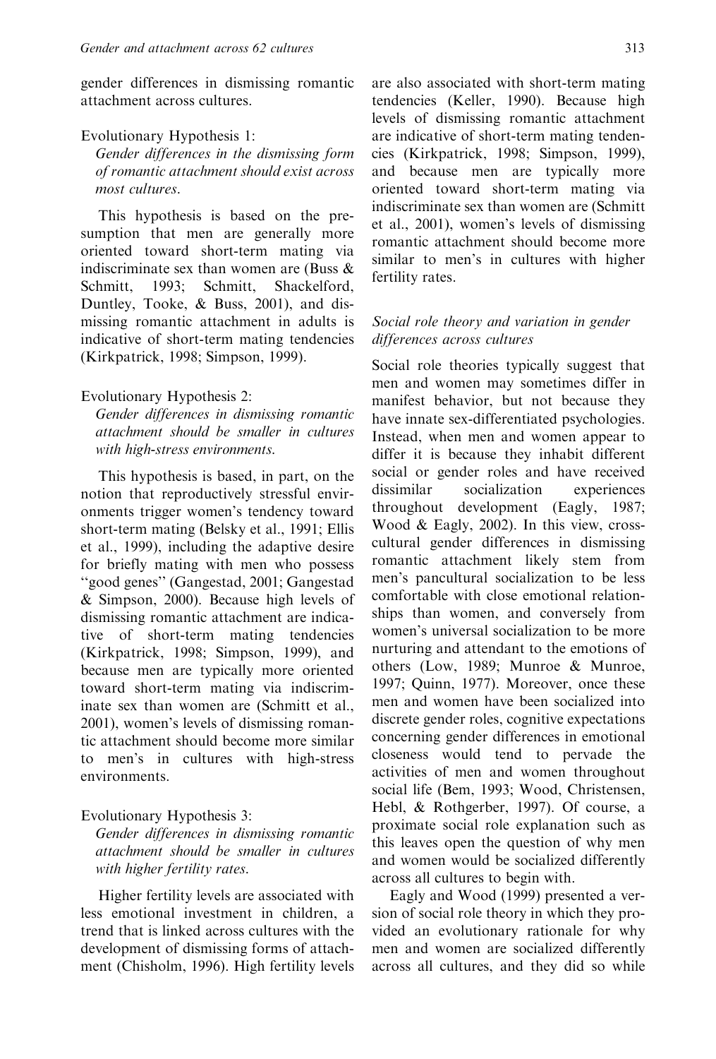gender differences in dismissing romantic attachment across cultures.

Evolutionary Hypothesis 1:

*Gender differences in the dismissing form of romantic attachment should exist across most cultures.*

This hypothesis is based on the presumption that men are generally more oriented toward short-term mating via indiscriminate sex than women are (Buss & Schmitt, 1993; Schmitt, Shackelford, Duntley, Tooke, & Buss, 2001), and dismissing romantic attachment in adults is indicative of short-term mating tendencies (Kirkpatrick, 1998; Simpson, 1999).

Evolutionary Hypothesis 2:

*Gender differences in dismissing romantic attachment should be smaller in cultures with high-stress environments.*

This hypothesis is based, in part, on the notion that reproductively stressful environments trigger women's tendency toward short-term mating (Belsky et al., 1991; Ellis et al., 1999), including the adaptive desire for briefly mating with men who possess "good genes" (Gangestad, 2001; Gangestad & Simpson, 2000). Because high levels of dismissing romantic attachment are indicative of short-term mating tendencies (Kirkpatrick, 1998; Simpson, 1999), and because men are typically more oriented toward short-term mating via indiscriminate sex than women are (Schmitt et al., 2001), women's levels of dismissing romantic attachment should become more similar to men's in cultures with high-stress environments.

Evolutionary Hypothesis 3:

*Gender differences in dismissing romantic attachment should be smaller in cultures with higher fertility rates.*

Higher fertility levels are associated with less emotional investment in children, a trend that is linked across cultures with the development of dismissing forms of attachment (Chisholm, 1996). High fertility levels are also associated with short-term mating tendencies (Keller, 1990). Because high levels of dismissing romantic attachment are indicative of short-term mating tendencies (Kirkpatrick, 1998; Simpson, 1999), and because men are typically more oriented toward short-term mating via indiscriminate sex than women are (Schmitt et al., 2001), women's levels of dismissing romantic attachment should become more similar to men's in cultures with higher fertility rates.

### *Social role theory and variation in gender differences across cultures*

Social role theories typically suggest that men and women may sometimes differ in manifest behavior, but not because they have innate sex-differentiated psychologies. Instead, when men and women appear to differ it is because they inhabit different social or gender roles and have received dissimilar socialization experiences throughout development (Eagly, 1987; Wood & Eagly, 2002). In this view, cross-cultural gender differences in dismissing romantic attachment likely stem from men's pancultural socialization to be less comfortable with close emotional relationships than women, and conversely from women's universal socialization to be more nurturing and attendant to the emotions of others (Low, 1989; Munroe & Munroe, 1997; Quinn, 1977). Moreover, once these men and women have been socialized into discrete gender roles, cognitive expectations concerning gender differences in emotional closeness would tend to pervade the activities of men and women throughout social life (Bem, 1993; Wood, Christensen, Hebl, & Rothgerber, 1997). Of course, a proximate social role explanation such as this leaves open the question of why men and women would be socialized differently across all cultures to begin with.

Eagly and Wood (1999) presented a version of social role theory in which they provided an evolutionary rationale for why men and women are socialized differently across all cultures, and they did so while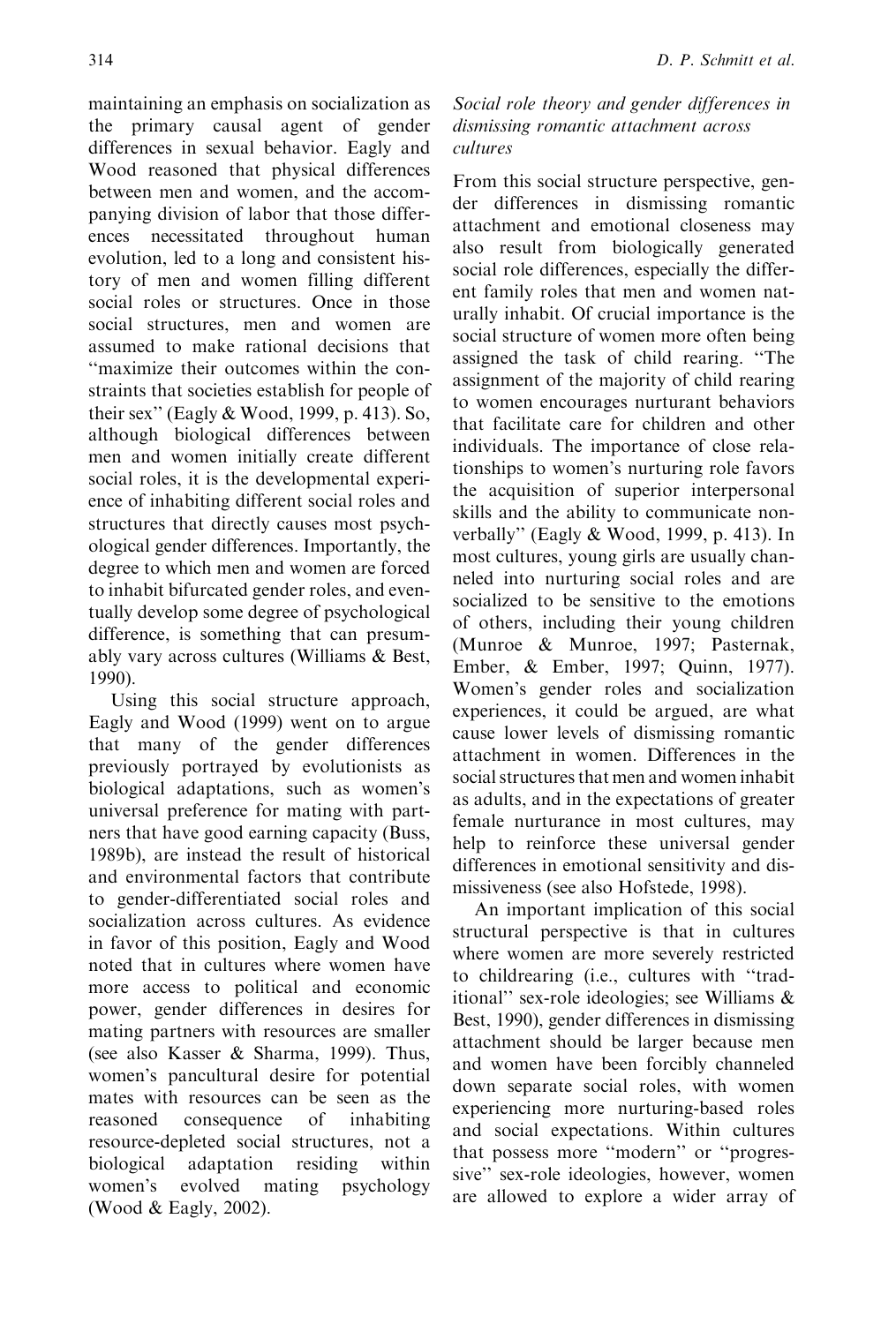maintaining an emphasis on socialization as the primary causal agent of gender differences in sexual behavior. Eagly and Wood reasoned that physical differences between men and women, and the accompanying division of labor that those differences necessitated throughout human evolution, led to a long and consistent history of men and women filling different social roles or structures. Once in those social structures, men and women are assumed to make rational decisions that "maximize their outcomes within the constraints that societies establish for people of their sex" (Eagly & Wood, 1999, p. 413). So, although biological differences between men and women initially create different social roles, it is the developmental experience of inhabiting different social roles and structures that directly causes most psychological gender differences. Importantly, the degree to which men and women are forced to inhabit bifurcated gender roles, and eventually develop some degree of psychological difference, is something that can presumably vary across cultures (Williams & Best, 1990).

Using this social structure approach, Eagly and Wood (1999) went on to argue that many of the gender differences previously portrayed by evolutionists as biological adaptations, such as women's universal preference for mating with partners that have good earning capacity (Buss, 1989b), are instead the result of historical and environmental factors that contribute to gender-differentiated social roles and socialization across cultures. As evidence in favor of this position, Eagly and Wood noted that in cultures where women have more access to political and economic power, gender differences in desires for mating partners with resources are smaller (see also Kasser & Sharma, 1999). Thus, women's pancultural desire for potential mates with resources can be seen as the reasoned consequence of inhabiting resource-depleted social structures, not a biological adaptation residing within women's evolved mating psychology (Wood & Eagly, 2002).

### *Social role theory and gender differences in dismissing romantic attachment across cultures*

From this social structure perspective, gender differences in dismissing romantic attachment and emotional closeness may also result from biologically generated social role differences, especially the different family roles that men and women naturally inhabit. Of crucial importance is the social structure of women more often being assigned the task of child rearing. "The assignment of the majority of child rearing to women encourages nurturant behaviors that facilitate care for children and other individuals. The importance of close relationships to women's nurturing role favors the acquisition of superior interpersonal skills and the ability to communicate nonverbally" (Eagly & Wood, 1999, p. 413). In most cultures, young girls are usually channeled into nurturing social roles and are socialized to be sensitive to the emotions of others, including their young children (Munroe & Munroe, 1997; Pasternak, Ember, & Ember, 1997; Quinn, 1977). Women's gender roles and socialization experiences, it could be argued, are what cause lower levels of dismissing romantic attachment in women. Differences in the social structures that men and women inhabit as adults, and in the expectations of greater female nurturance in most cultures, may help to reinforce these universal gender differences in emotional sensitivity and dismissiveness (see also Hofstede, 1998).

An important implication of this social structural perspective is that in cultures where women are more severely restricted to childrearing (i.e., cultures with "traditional" sex-role ideologies; see Williams & Best, 1990), gender differences in dismissing attachment should be larger because men and women have been forcibly channeled down separate social roles, with women experiencing more nurturing-based roles and social expectations. Within cultures that possess more "modern" or "progressive" sex-role ideologies, however, women are allowed to explore a wider array of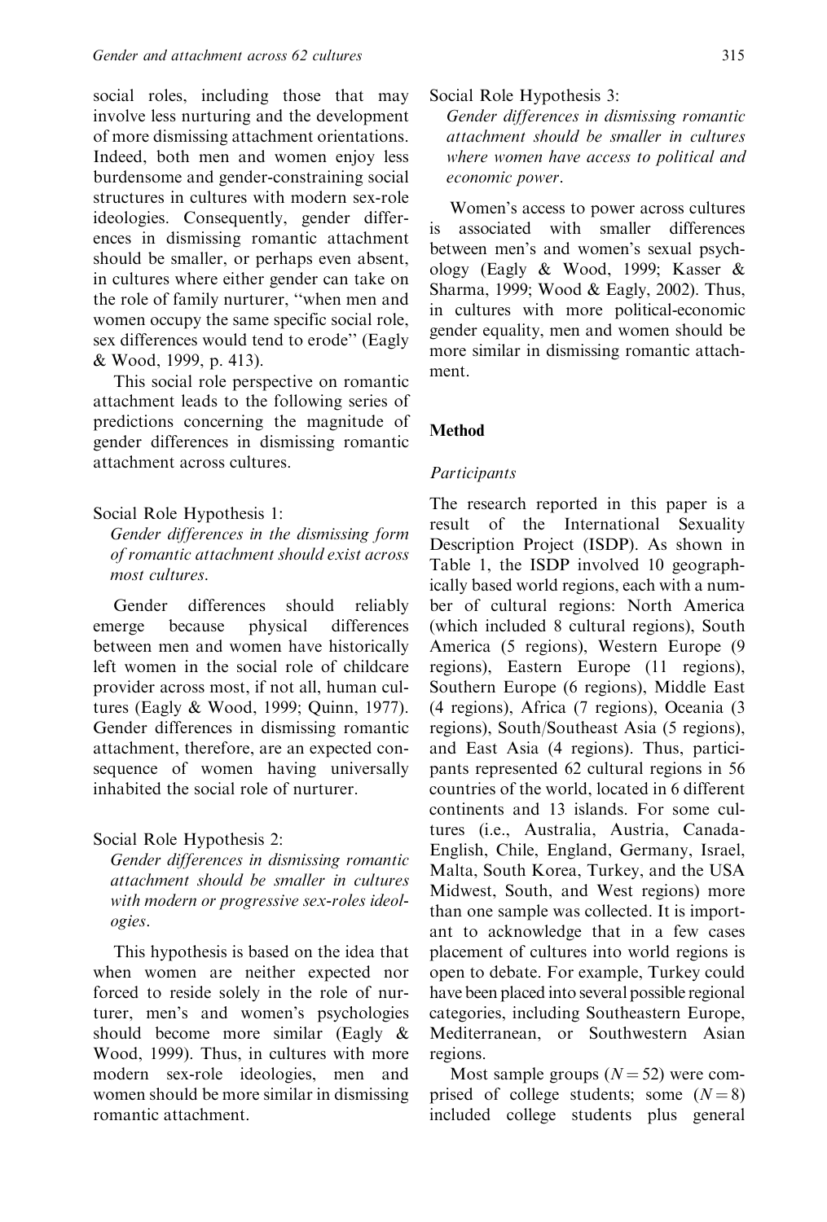social roles, including those that may involve less nurturing and the development of more dismissing attachment orientations. Indeed, both men and women enjoy less burdensome and gender-constraining social structures in cultures with modern sex-role ideologies. Consequently, gender differences in dismissing romantic attachment should be smaller, or perhaps even absent, in cultures where either gender can take on the role of family nurturer, ''when men and women occupy the same specific social role, sex differences would tend to erode'' (Eagly & Wood, 1999, p. 413).

This social role perspective on romantic attachment leads to the following series of predictions concerning the magnitude of gender differences in dismissing romantic attachment across cultures.

Social Role Hypothesis 1:
*Gender differences in the dismissing form of romantic attachment should exist across most cultures.*

Gender differences should reliably emerge because physical differences between men and women have historically left women in the social role of childcare provider across most, if not all, human cultures (Eagly & Wood, 1999; Quinn, 1977). Gender differences in dismissing romantic attachment, therefore, are an expected consequence of women having universally inhabited the social role of nurturer.

Social Role Hypothesis 2:
*Gender differences in dismissing romantic attachment should be smaller in cultures with modern or progressive sex-roles ideologies.*

This hypothesis is based on the idea that when women are neither expected nor forced to reside solely in the role of nurturer, men's and women's psychologies should become more similar (Eagly & Wood, 1999). Thus, in cultures with more modern sex-role ideologies, men and women should be more similar in dismissing romantic attachment.

Social Role Hypothesis 3:
*Gender differences in dismissing romantic attachment should be smaller in cultures where women have access to political and economic power.*

Women's access to power across cultures is associated with smaller differences between men's and women's sexual psychology (Eagly & Wood, 1999; Kasser & Sharma, 1999; Wood & Eagly, 2002). Thus, in cultures with more political-economic gender equality, men and women should be more similar in dismissing romantic attachment.

## Method

### Participants

The research reported in this paper is a result of the International Sexuality Description Project (ISDP). As shown in Table 1, the ISDP involved 10 geographically based world regions, each with a number of cultural regions: North America (which included 8 cultural regions), South America (5 regions), Western Europe (9 regions), Eastern Europe (11 regions), Southern Europe (6 regions), Middle East (4 regions), Africa (7 regions), Oceania (3 regions), South/Southeast Asia (5 regions), and East Asia (4 regions). Thus, participants represented 62 cultural regions in 56 countries of the world, located in 6 different continents and 13 islands. For some cultures (i.e., Australia, Austria, Canada-English, Chile, England, Germany, Israel, Malta, South Korea, Turkey, and the USA Midwest, South, and West regions) more than one sample was collected. It is important to acknowledge that in a few cases placement of cultures into world regions is open to debate. For example, Turkey could have been placed into several possible regional categories, including Southeastern Europe, Mediterranean, or Southwestern Asian regions.

Most sample groups ($N = 52$) were comprised of college students; some ($N = 8$) included college students plus general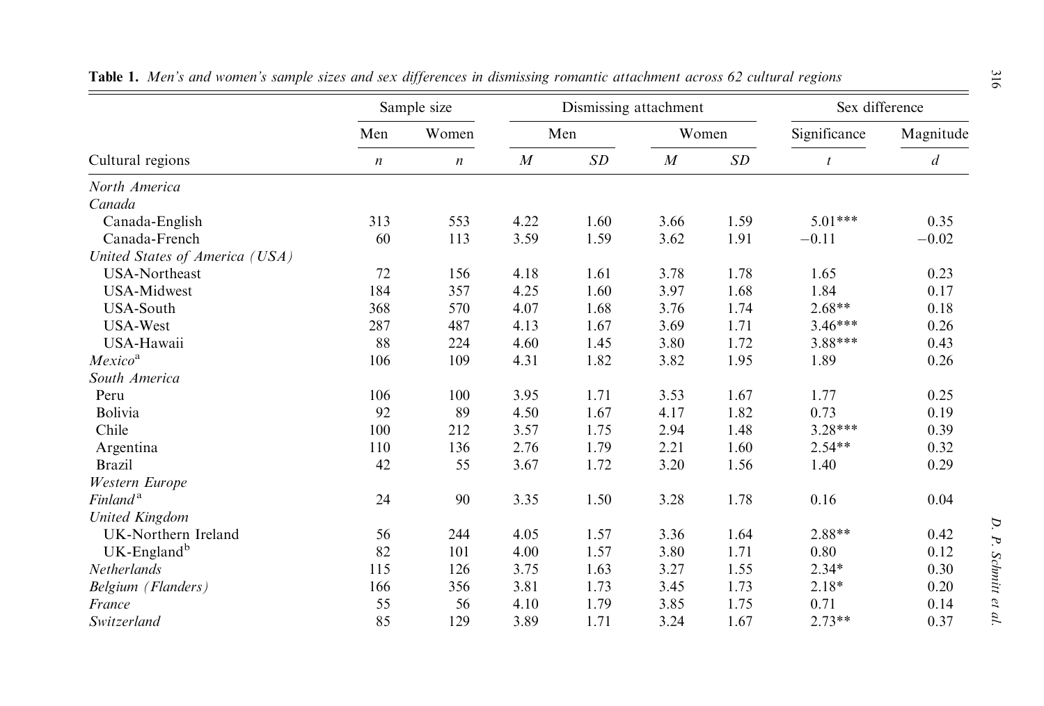**Table 1.** *Men's and women's sample sizes and sex differences in dismissing romantic attachment across 62 cultural regions*

| | Sample size | | Dismissing attachment | | | | Sex difference | |
|---|---|---|---|---|---|---|---|---|
| | Men | Women | Men | | Women | | Significance | Magnitude |
| Cultural regions | *n* | *n* | *M* | *SD* | *M* | *SD* | *t* | *d* |
| *North America* | | | | | | | | |
| *Canada* | | | | | | | | |
| Canada-English | 313 | 553 | 4.22 | 1.60 | 3.66 | 1.59 | 5.01*** | 0.35 |
| Canada-French | 60 | 113 | 3.59 | 1.59 | 3.62 | 1.91 | −0.11 | −0.02 |
| *United States of America (USA)* | | | | | | | | |
| USA-Northeast | 72 | 156 | 4.18 | 1.61 | 3.78 | 1.78 | 1.65 | 0.23 |
| USA-Midwest | 184 | 357 | 4.25 | 1.60 | 3.97 | 1.68 | 1.84 | 0.17 |
| USA-South | 368 | 570 | 4.07 | 1.68 | 3.76 | 1.74 | 2.68** | 0.18 |
| USA-West | 287 | 487 | 4.13 | 1.67 | 3.69 | 1.71 | 3.46*** | 0.26 |
| USA-Hawaii | 88 | 224 | 4.60 | 1.45 | 3.80 | 1.72 | 3.88*** | 0.43 |
| *Mexico*[a] | 106 | 109 | 4.31 | 1.82 | 3.82 | 1.95 | 1.89 | 0.26 |
| *South America* | | | | | | | | |
| Peru | 106 | 100 | 3.95 | 1.71 | 3.53 | 1.67 | 1.77 | 0.25 |
| Bolivia | 92 | 89 | 4.50 | 1.67 | 4.17 | 1.82 | 0.73 | 0.19 |
| Chile | 100 | 212 | 3.57 | 1.75 | 2.94 | 1.48 | 3.28*** | 0.39 |
| Argentina | 110 | 136 | 2.76 | 1.79 | 2.21 | 1.60 | 2.54** | 0.32 |
| Brazil | 42 | 55 | 3.67 | 1.72 | 3.20 | 1.56 | 1.40 | 0.29 |
| *Western Europe* | | | | | | | | |
| *Finland*[a] | 24 | 90 | 3.35 | 1.50 | 3.28 | 1.78 | 0.16 | 0.04 |
| *United Kingdom* | | | | | | | | |
| UK-Northern Ireland | 56 | 244 | 4.05 | 1.57 | 3.36 | 1.64 | 2.88** | 0.42 |
| UK-England[b] | 82 | 101 | 4.00 | 1.57 | 3.80 | 1.71 | 0.80 | 0.12 |
| *Netherlands* | 115 | 126 | 3.75 | 1.63 | 3.27 | 1.55 | 2.34* | 0.30 |
| *Belgium (Flanders)* | 166 | 356 | 3.81 | 1.73 | 3.45 | 1.73 | 2.18* | 0.20 |
| *France* | 55 | 56 | 4.10 | 1.79 | 3.85 | 1.75 | 0.71 | 0.14 |
| *Switzerland* | 85 | 129 | 3.89 | 1.71 | 3.24 | 1.67 | 2.73** | 0.37 |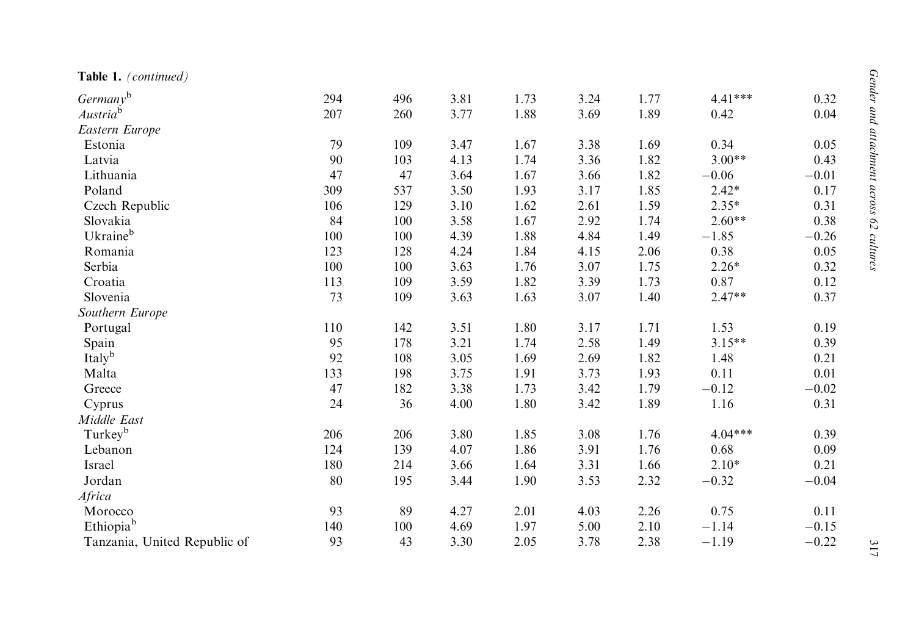**Table 1.** *(continued)*

| | | | | | | | | |
|---|---|---|---|---|---|---|---|---|
| *Germany*[b] | 294 | 496 | 3.81 | 1.73 | 3.24 | 1.77 | 4.41*** | 0.32 |
| *Austria*[b] | 207 | 260 | 3.77 | 1.88 | 3.69 | 1.89 | 0.42 | 0.04 |
| *Eastern Europe* | | | | | | | | |
| Estonia | 79 | 109 | 3.47 | 1.67 | 3.38 | 1.69 | 0.34 | 0.05 |
| Latvia | 90 | 103 | 4.13 | 1.74 | 3.36 | 1.82 | 3.00** | 0.43 |
| Lithuania | 47 | 47 | 3.64 | 1.67 | 3.66 | 1.82 | −0.06 | −0.01 |
| Poland | 309 | 537 | 3.50 | 1.93 | 3.17 | 1.85 | 2.42* | 0.17 |
| Czech Republic | 106 | 129 | 3.10 | 1.62 | 2.61 | 1.59 | 2.35* | 0.31 |
| Slovakia | 84 | 100 | 3.58 | 1.67 | 2.92 | 1.74 | 2.60** | 0.38 |
| Ukraine[b] | 100 | 100 | 4.39 | 1.88 | 4.84 | 1.49 | −1.85 | −0.26 |
| Romania | 123 | 128 | 4.24 | 1.84 | 4.15 | 2.06 | 0.38 | 0.05 |
| Serbia | 100 | 100 | 3.63 | 1.76 | 3.07 | 1.75 | 2.26* | 0.32 |
| Croatia | 113 | 109 | 3.59 | 1.82 | 3.39 | 1.73 | 0.87 | 0.12 |
| Slovenia | 73 | 109 | 3.63 | 1.63 | 3.07 | 1.40 | 2.47** | 0.37 |
| *Southern Europe* | | | | | | | | |
| Portugal | 110 | 142 | 3.51 | 1.80 | 3.17 | 1.71 | 1.53 | 0.19 |
| Spain | 95 | 178 | 3.21 | 1.74 | 2.58 | 1.49 | 3.15** | 0.39 |
| Italy[b] | 92 | 108 | 3.05 | 1.69 | 2.69 | 1.82 | 1.48 | 0.21 |
| Malta | 133 | 198 | 3.75 | 1.91 | 3.73 | 1.93 | 0.11 | 0.01 |
| Greece | 47 | 182 | 3.38 | 1.73 | 3.42 | 1.79 | −0.12 | −0.02 |
| Cyprus | 24 | 36 | 4.00 | 1.80 | 3.42 | 1.89 | 1.16 | 0.31 |
| *Middle East* | | | | | | | | |
| Turkey[b] | 206 | 206 | 3.80 | 1.85 | 3.08 | 1.76 | 4.04*** | 0.39 |
| Lebanon | 124 | 139 | 4.07 | 1.86 | 3.91 | 1.76 | 0.68 | 0.09 |
| Israel | 180 | 214 | 3.66 | 1.64 | 3.31 | 1.66 | 2.10* | 0.21 |
| Jordan | 80 | 195 | 3.44 | 1.90 | 3.53 | 2.32 | −0.32 | −0.04 |
| *Africa* | | | | | | | | |
| Morocco | 93 | 89 | 4.27 | 2.01 | 4.03 | 2.26 | 0.75 | 0.11 |
| Ethiopia[b] | 140 | 100 | 4.69 | 1.97 | 5.00 | 2.10 | −1.14 | −0.15 |
| Tanzania, United Republic of | 93 | 43 | 3.30 | 2.05 | 3.78 | 2.38 | −1.19 | −0.22 |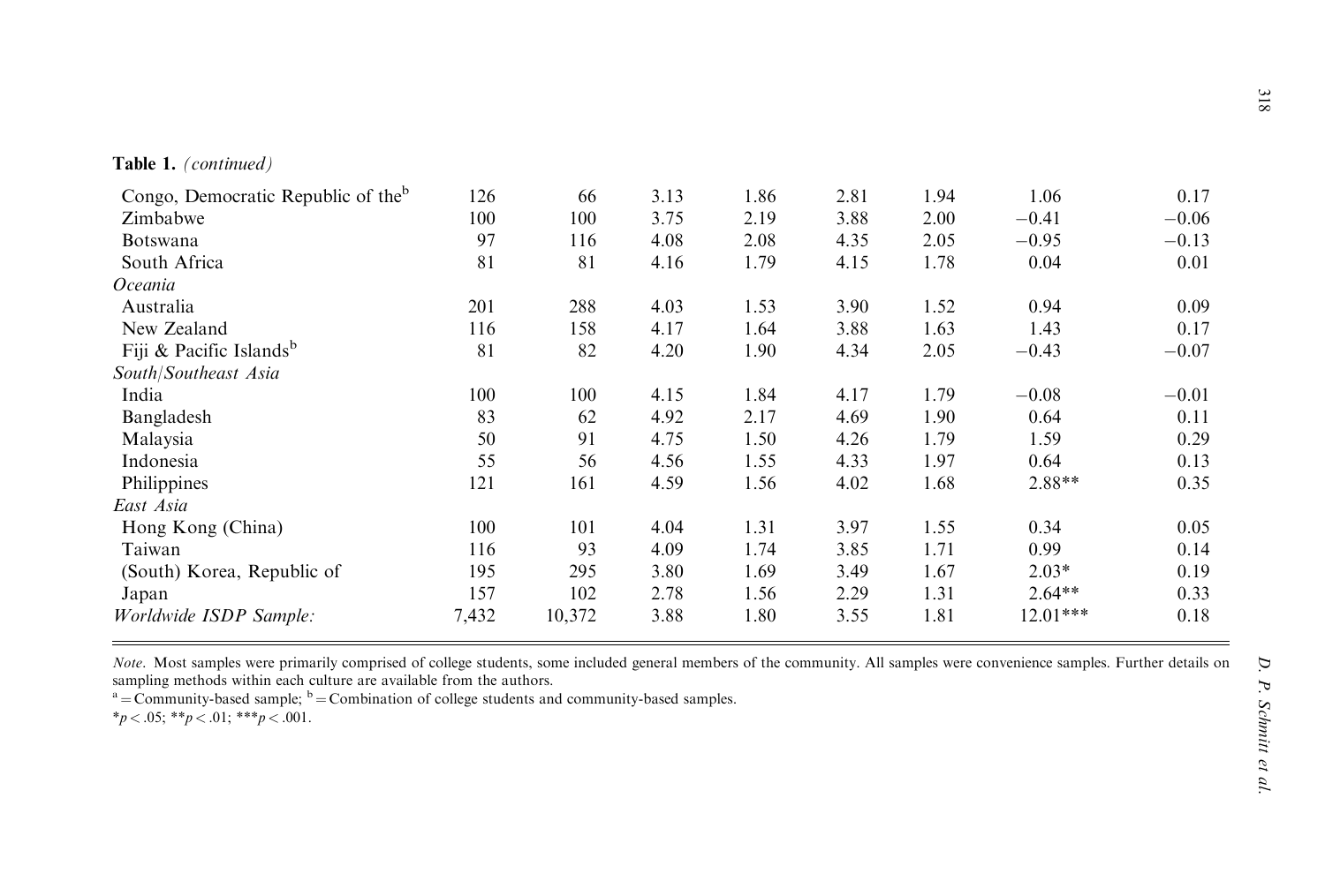**Table 1.** *(continued)*

| | | | | | | | | |
|---|---|---|---|---|---|---|---|---|
| Congo, Democratic Republic of the[b] | 126 | 66 | 3.13 | 1.86 | 2.81 | 1.94 | 1.06 | 0.17 |
| Zimbabwe | 100 | 100 | 3.75 | 2.19 | 3.88 | 2.00 | −0.41 | −0.06 |
| Botswana | 97 | 116 | 4.08 | 2.08 | 4.35 | 2.05 | −0.95 | −0.13 |
| South Africa | 81 | 81 | 4.16 | 1.79 | 4.15 | 1.78 | 0.04 | 0.01 |
| *Oceania* | | | | | | | | |
| Australia | 201 | 288 | 4.03 | 1.53 | 3.90 | 1.52 | 0.94 | 0.09 |
| New Zealand | 116 | 158 | 4.17 | 1.64 | 3.88 | 1.63 | 1.43 | 0.17 |
| Fiji & Pacific Islands[b] | 81 | 82 | 4.20 | 1.90 | 4.34 | 2.05 | −0.43 | −0.07 |
| *South/Southeast Asia* | | | | | | | | |
| India | 100 | 100 | 4.15 | 1.84 | 4.17 | 1.79 | −0.08 | −0.01 |
| Bangladesh | 83 | 62 | 4.92 | 2.17 | 4.69 | 1.90 | 0.64 | 0.11 |
| Malaysia | 50 | 91 | 4.75 | 1.50 | 4.26 | 1.79 | 1.59 | 0.29 |
| Indonesia | 55 | 56 | 4.56 | 1.55 | 4.33 | 1.97 | 0.64 | 0.13 |
| Philippines | 121 | 161 | 4.59 | 1.56 | 4.02 | 1.68 | 2.88** | 0.35 |
| *East Asia* | | | | | | | | |
| Hong Kong (China) | 100 | 101 | 4.04 | 1.31 | 3.97 | 1.55 | 0.34 | 0.05 |
| Taiwan | 116 | 93 | 4.09 | 1.74 | 3.85 | 1.71 | 0.99 | 0.14 |
| (South) Korea, Republic of | 195 | 295 | 3.80 | 1.69 | 3.49 | 1.67 | 2.03* | 0.19 |
| Japan | 157 | 102 | 2.78 | 1.56 | 2.29 | 1.31 | 2.64** | 0.33 |
| *Worldwide ISDP Sample:* | 7,432 | 10,372 | 3.88 | 1.80 | 3.55 | 1.81 | 12.01*** | 0.18 |

*Note*. Most samples were primarily comprised of college students, some included general members of the community. All samples were convenience samples. Further details on sampling methods within each culture are available from the authors.

[a] = Community-based sample; [b] = Combination of college students and community-based samples.

*$p < .05$; **$p < .01$; ***$p < .001$.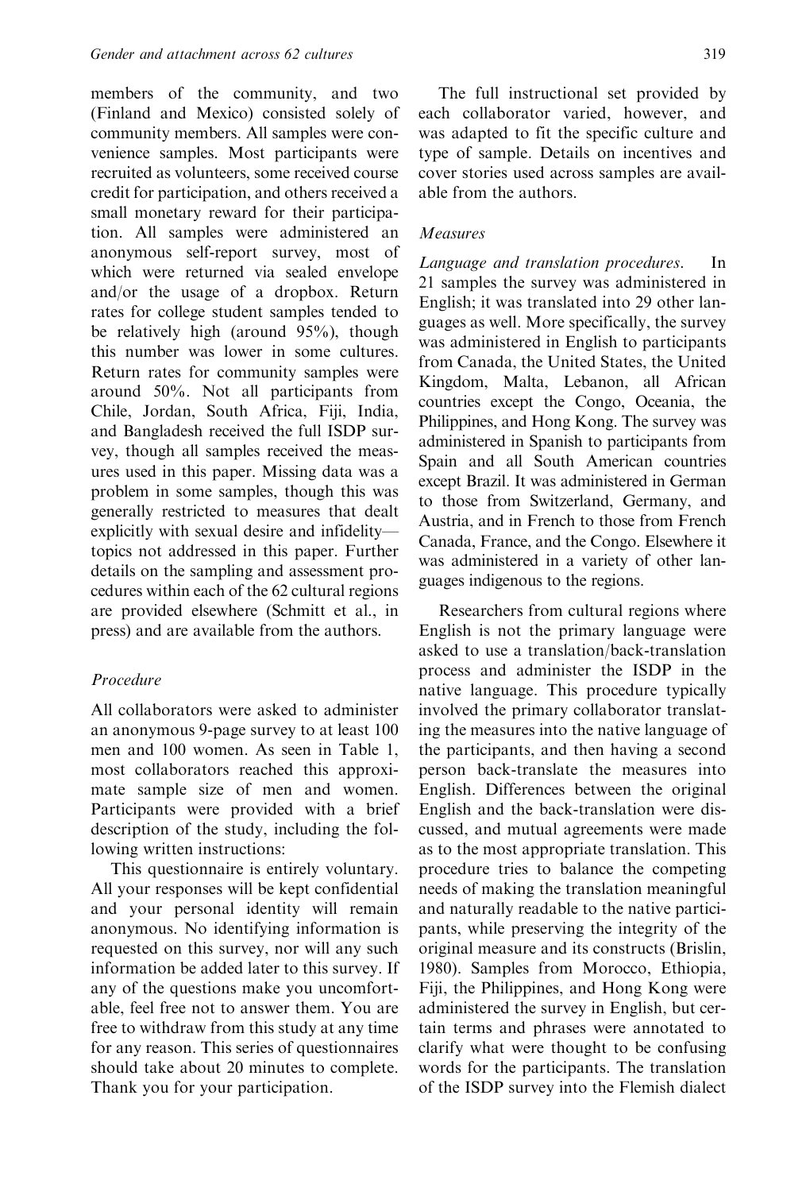members of the community, and two (Finland and Mexico) consisted solely of community members. All samples were convenience samples. Most participants were recruited as volunteers, some received course credit for participation, and others received a small monetary reward for their participation. All samples were administered an anonymous self-report survey, most of which were returned via sealed envelope and/or the usage of a dropbox. Return rates for college student samples tended to be relatively high (around 95%), though this number was lower in some cultures. Return rates for community samples were around 50%. Not all participants from Chile, Jordan, South Africa, Fiji, India, and Bangladesh received the full ISDP survey, though all samples received the measures used in this paper. Missing data was a problem in some samples, though this was generally restricted to measures that dealt explicitly with sexual desire and infidelity—topics not addressed in this paper. Further details on the sampling and assessment procedures within each of the 62 cultural regions are provided elsewhere (Schmitt et al., in press) and are available from the authors.

### *Procedure*

All collaborators were asked to administer an anonymous 9-page survey to at least 100 men and 100 women. As seen in Table 1, most collaborators reached this approximate sample size of men and women. Participants were provided with a brief description of the study, including the following written instructions:

This questionnaire is entirely voluntary. All your responses will be kept confidential and your personal identity will remain anonymous. No identifying information is requested on this survey, nor will any such information be added later to this survey. If any of the questions make you uncomfortable, feel free not to answer them. You are free to withdraw from this study at any time for any reason. This series of questionnaires should take about 20 minutes to complete. Thank you for your participation.

The full instructional set provided by each collaborator varied, however, and was adapted to fit the specific culture and type of sample. Details on incentives and cover stories used across samples are available from the authors.

### *Measures*

*Language and translation procedures.* In 21 samples the survey was administered in English; it was translated into 29 other languages as well. More specifically, the survey was administered in English to participants from Canada, the United States, the United Kingdom, Malta, Lebanon, all African countries except the Congo, Oceania, the Philippines, and Hong Kong. The survey was administered in Spanish to participants from Spain and all South American countries except Brazil. It was administered in German to those from Switzerland, Germany, and Austria, and in French to those from French Canada, France, and the Congo. Elsewhere it was administered in a variety of other languages indigenous to the regions.

Researchers from cultural regions where English is not the primary language were asked to use a translation/back-translation process and administer the ISDP in the native language. This procedure typically involved the primary collaborator translating the measures into the native language of the participants, and then having a second person back-translate the measures into English. Differences between the original English and the back-translation were discussed, and mutual agreements were made as to the most appropriate translation. This procedure tries to balance the competing needs of making the translation meaningful and naturally readable to the native participants, while preserving the integrity of the original measure and its constructs (Brislin, 1980). Samples from Morocco, Ethiopia, Fiji, the Philippines, and Hong Kong were administered the survey in English, but certain terms and phrases were annotated to clarify what were thought to be confusing words for the participants. The translation of the ISDP survey into the Flemish dialect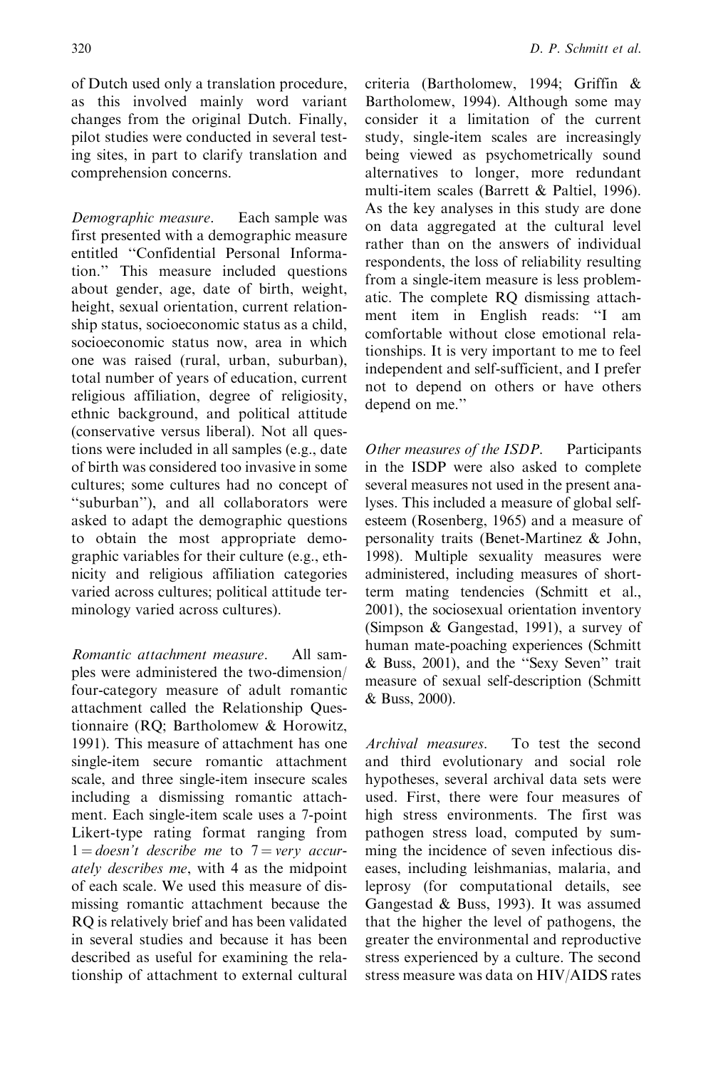of Dutch used only a translation procedure, as this involved mainly word variant changes from the original Dutch. Finally, pilot studies were conducted in several testing sites, in part to clarify translation and comprehension concerns.

*Demographic measure*. Each sample was first presented with a demographic measure entitled "Confidential Personal Information." This measure included questions about gender, age, date of birth, weight, height, sexual orientation, current relationship status, socioeconomic status as a child, socioeconomic status now, area in which one was raised (rural, urban, suburban), total number of years of education, current religious affiliation, degree of religiosity, ethnic background, and political attitude (conservative versus liberal). Not all questions were included in all samples (e.g., date of birth was considered too invasive in some cultures; some cultures had no concept of "suburban"), and all collaborators were asked to adapt the demographic questions to obtain the most appropriate demographic variables for their culture (e.g., ethnicity and religious affiliation categories varied across cultures; political attitude terminology varied across cultures).

*Romantic attachment measure*. All samples were administered the two-dimension/four-category measure of adult romantic attachment called the Relationship Questionnaire (RQ; Bartholomew & Horowitz, 1991). This measure of attachment has one single-item secure romantic attachment scale, and three single-item insecure scales including a dismissing romantic attachment. Each single-item scale uses a 7-point Likert-type rating format ranging from 1 = *doesn't describe me* to 7 = *very accurately describes me*, with 4 as the midpoint of each scale. We used this measure of dismissing romantic attachment because the RQ is relatively brief and has been validated in several studies and because it has been described as useful for examining the relationship of attachment to external cultural criteria (Bartholomew, 1994; Griffin & Bartholomew, 1994). Although some may consider it a limitation of the current study, single-item scales are increasingly being viewed as psychometrically sound alternatives to longer, more redundant multi-item scales (Barrett & Paltiel, 1996). As the key analyses in this study are done on data aggregated at the cultural level rather than on the answers of individual respondents, the loss of reliability resulting from a single-item measure is less problematic. The complete RQ dismissing attachment item in English reads: "I am comfortable without close emotional relationships. It is very important to me to feel independent and self-sufficient, and I prefer not to depend on others or have others depend on me."

*Other measures of the ISDP*. Participants in the ISDP were also asked to complete several measures not used in the present analyses. This included a measure of global self-esteem (Rosenberg, 1965) and a measure of personality traits (Benet-Martinez & John, 1998). Multiple sexuality measures were administered, including measures of short-term mating tendencies (Schmitt et al., 2001), the sociosexual orientation inventory (Simpson & Gangestad, 1991), a survey of human mate-poaching experiences (Schmitt & Buss, 2001), and the "Sexy Seven" trait measure of sexual self-description (Schmitt & Buss, 2000).

*Archival measures*. To test the second and third evolutionary and social role hypotheses, several archival data sets were used. First, there were four measures of high stress environments. The first was pathogen stress load, computed by summing the incidence of seven infectious diseases, including leishmanias, malaria, and leprosy (for computational details, see Gangestad & Buss, 1993). It was assumed that the higher the level of pathogens, the greater the environmental and reproductive stress experienced by a culture. The second stress measure was data on HIV/AIDS rates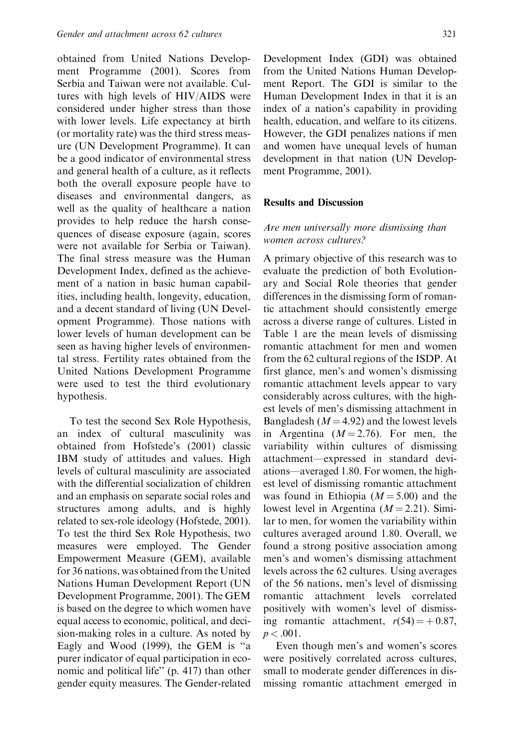obtained from United Nations Development Programme (2001). Scores from Serbia and Taiwan were not available. Cultures with high levels of HIV/AIDS were considered under higher stress than those with lower levels. Life expectancy at birth (or mortality rate) was the third stress measure (UN Development Programme). It can be a good indicator of environmental stress and general health of a culture, as it reflects both the overall exposure people have to diseases and environmental dangers, as well as the quality of healthcare a nation provides to help reduce the harsh consequences of disease exposure (again, scores were not available for Serbia or Taiwan). The final stress measure was the Human Development Index, defined as the achievement of a nation in basic human capabilities, including health, longevity, education, and a decent standard of living (UN Development Programme). Those nations with lower levels of human development can be seen as having higher levels of environmental stress. Fertility rates obtained from the United Nations Development Programme were used to test the third evolutionary hypothesis.

To test the second Sex Role Hypothesis, an index of cultural masculinity was obtained from Hofstede's (2001) classic IBM study of attitudes and values. High levels of cultural masculinity are associated with the differential socialization of children and an emphasis on separate social roles and structures among adults, and is highly related to sex-role ideology (Hofstede, 2001). To test the third Sex Role Hypothesis, two measures were employed. The Gender Empowerment Measure (GEM), available for 36 nations, was obtained from the United Nations Human Development Report (UN Development Programme, 2001). The GEM is based on the degree to which women have equal access to economic, political, and decision-making roles in a culture. As noted by Eagly and Wood (1999), the GEM is "a purer indicator of equal participation in economic and political life" (p. 417) than other gender equity measures. The Gender-related Development Index (GDI) was obtained from the United Nations Human Development Report. The GDI is similar to the Human Development Index in that it is an index of a nation's capability in providing health, education, and welfare to its citizens. However, the GDI penalizes nations if men and women have unequal levels of human development in that nation (UN Development Programme, 2001).

## Results and Discussion

### *Are men universally more dismissing than women across cultures?*

A primary objective of this research was to evaluate the prediction of both Evolutionary and Social Role theories that gender differences in the dismissing form of romantic attachment should consistently emerge across a diverse range of cultures. Listed in Table 1 are the mean levels of dismissing romantic attachment for men and women from the 62 cultural regions of the ISDP. At first glance, men's and women's dismissing romantic attachment levels appear to vary considerably across cultures, with the highest levels of men's dismissing attachment in Bangladesh ($M = 4.92$) and the lowest levels in Argentina ($M = 2.76$). For men, the variability within cultures of dismissing attachment—expressed in standard deviations—averaged 1.80. For women, the highest level of dismissing romantic attachment was found in Ethiopia ($M = 5.00$) and the lowest level in Argentina ($M = 2.21$). Similar to men, for women the variability within cultures averaged around 1.80. Overall, we found a strong positive association among men's and women's dismissing attachment levels across the 62 cultures. Using averages of the 56 nations, men's level of dismissing romantic attachment levels correlated positively with women's level of dismissing romantic attachment, $r(54) = +0.87$, $p < .001$.

Even though men's and women's scores were positively correlated across cultures, small to moderate gender differences in dismissing romantic attachment emerged in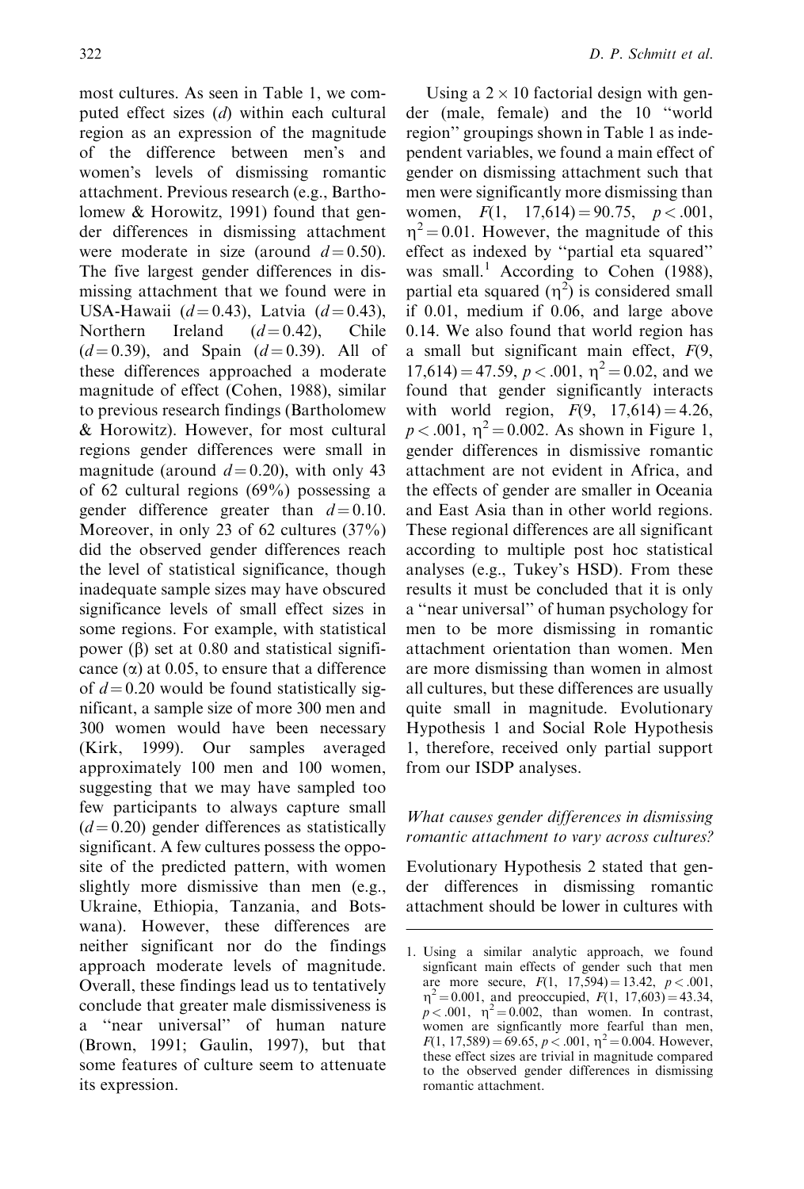most cultures. As seen in Table 1, we computed effect sizes ($d$) within each cultural region as an expression of the magnitude of the difference between men's and women's levels of dismissing romantic attachment. Previous research (e.g., Bartholomew & Horowitz, 1991) found that gender differences in dismissing attachment were moderate in size (around $d = 0.50$). The five largest gender differences in dismissing attachment that we found were in USA-Hawaii ($d = 0.43$), Latvia ($d = 0.43$), Northern Ireland ($d = 0.42$), Chile ($d = 0.39$), and Spain ($d = 0.39$). All of these differences approached a moderate magnitude of effect (Cohen, 1988), similar to previous research findings (Bartholomew & Horowitz). However, for most cultural regions gender differences were small in magnitude (around $d = 0.20$), with only 43 of 62 cultural regions (69%) possessing a gender difference greater than $d = 0.10$. Moreover, in only 23 of 62 cultures (37%) did the observed gender differences reach the level of statistical significance, though inadequate sample sizes may have obscured significance levels of small effect sizes in some regions. For example, with statistical power ($\beta$) set at 0.80 and statistical significance ($\alpha$) at 0.05, to ensure that a difference of $d = 0.20$ would be found statistically significant, a sample size of more 300 men and 300 women would have been necessary (Kirk, 1999). Our samples averaged approximately 100 men and 100 women, suggesting that we may have sampled too few participants to always capture small ($d = 0.20$) gender differences as statistically significant. A few cultures possess the opposite of the predicted pattern, with women slightly more dismissive than men (e.g., Ukraine, Ethiopia, Tanzania, and Botswana). However, these differences are neither significant nor do the findings approach moderate levels of magnitude. Overall, these findings lead us to tentatively conclude that greater male dismissiveness is a "near universal" of human nature (Brown, 1991; Gaulin, 1997), but that some features of culture seem to attenuate its expression.

Using a $2 \times 10$ factorial design with gender (male, female) and the 10 "world region" groupings shown in Table 1 as independent variables, we found a main effect of gender on dismissing attachment such that men were significantly more dismissing than women, $F(1,\ 17{,}614) = 90.75$, $p < .001$, $\eta^2 = 0.01$. However, the magnitude of this effect as indexed by "partial eta squared" was small.[1] According to Cohen (1988), partial eta squared ($\eta^2$) is considered small if 0.01, medium if 0.06, and large above 0.14. We also found that world region has a small but significant main effect, $F(9,\ 17{,}614) = 47.59$, $p < .001$, $\eta^2 = 0.02$, and we found that gender significantly interacts with world region, $F(9,\ 17{,}614) = 4.26$, $p < .001$, $\eta^2 = 0.002$. As shown in Figure 1, gender differences in dismissive romantic attachment are not evident in Africa, and the effects of gender are smaller in Oceania and East Asia than in other world regions. These regional differences are all significant according to multiple post hoc statistical analyses (e.g., Tukey's HSD). From these results it must be concluded that it is only a "near universal" of human psychology for men to be more dismissing in romantic attachment orientation than women. Men are more dismissing than women in almost all cultures, but these differences are usually quite small in magnitude. Evolutionary Hypothesis 1 and Social Role Hypothesis 1, therefore, received only partial support from our ISDP analyses.

### *What causes gender differences in dismissing romantic attachment to vary across cultures?*

Evolutionary Hypothesis 2 stated that gender differences in dismissing romantic attachment should be lower in cultures with

1. Using a similar analytic approach, we found signficant main effects of gender such that men are more secure, $F(1,\ 17{,}594) = 13.42$, $p < .001$, $\eta^2 = 0.001$, and preoccupied, $F(1,\ 17{,}603) = 43.34$, $p < .001$, $\eta^2 = 0.002$, than women. In contrast, women are signficantly more fearful than men, $F(1,\ 17{,}589) = 69.65$, $p < .001$, $\eta^2 = 0.004$. However, these effect sizes are trivial in magnitude compared to the observed gender differences in dismissing romantic attachment.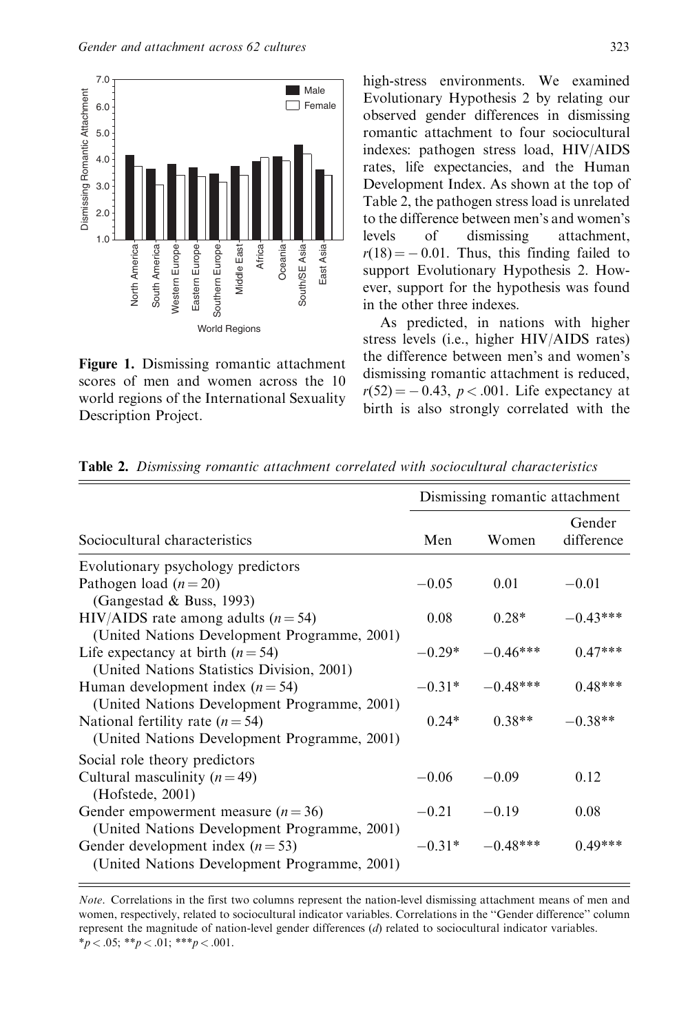Figure 1. Dismissing romantic attachment scores of men and women across the 10 world regions of the International Sexuality Description Project.

high-stress environments. We examined Evolutionary Hypothesis 2 by relating our observed gender differences in dismissing romantic attachment to four sociocultural indexes: pathogen stress load, HIV/AIDS rates, life expectancies, and the Human Development Index. As shown at the top of Table 2, the pathogen stress load is unrelated to the difference between men's and women's levels of dismissing attachment, $r(18) = -0.01$. Thus, this finding failed to support Evolutionary Hypothesis 2. However, support for the hypothesis was found in the other three indexes.

As predicted, in nations with higher stress levels (i.e., higher HIV/AIDS rates) the difference between men's and women's dismissing romantic attachment is reduced, $r(52) = -0.43$, $p < .001$. Life expectancy at birth is also strongly correlated with the

**Table 2.** *Dismissing romantic attachment correlated with sociocultural characteristics*

| | Dismissing romantic attachment | | |
|---|---|---|---|
| Sociocultural characteristics | Men | Women | Gender difference |
| Evolutionary psychology predictors | | | |
| Pathogen load ($n = 20$) (Gangestad & Buss, 1993) | −0.05 | 0.01 | −0.01 |
| HIV/AIDS rate among adults ($n = 54$) (United Nations Development Programme, 2001) | 0.08 | 0.28* | −0.43*** |
| Life expectancy at birth ($n = 54$) (United Nations Statistics Division, 2001) | −0.29* | −0.46*** | 0.47*** |
| Human development index ($n = 54$) (United Nations Development Programme, 2001) | −0.31* | −0.48*** | 0.48*** |
| National fertility rate ($n = 54$) (United Nations Development Programme, 2001) | 0.24* | 0.38** | −0.38** |
| Social role theory predictors | | | |
| Cultural masculinity ($n = 49$) (Hofstede, 2001) | −0.06 | −0.09 | 0.12 |
| Gender empowerment measure ($n = 36$) (United Nations Development Programme, 2001) | −0.21 | −0.19 | 0.08 |
| Gender development index ($n = 53$) (United Nations Development Programme, 2001) | −0.31* | −0.48*** | 0.49*** |

*Note*. Correlations in the first two columns represent the nation-level dismissing attachment means of men and women, respectively, related to sociocultural indicator variables. Correlations in the "Gender difference" column represent the magnitude of nation-level gender differences ($d$) related to sociocultural indicator variables.
*$p < .05$; **$p < .01$; ***$p < .001$.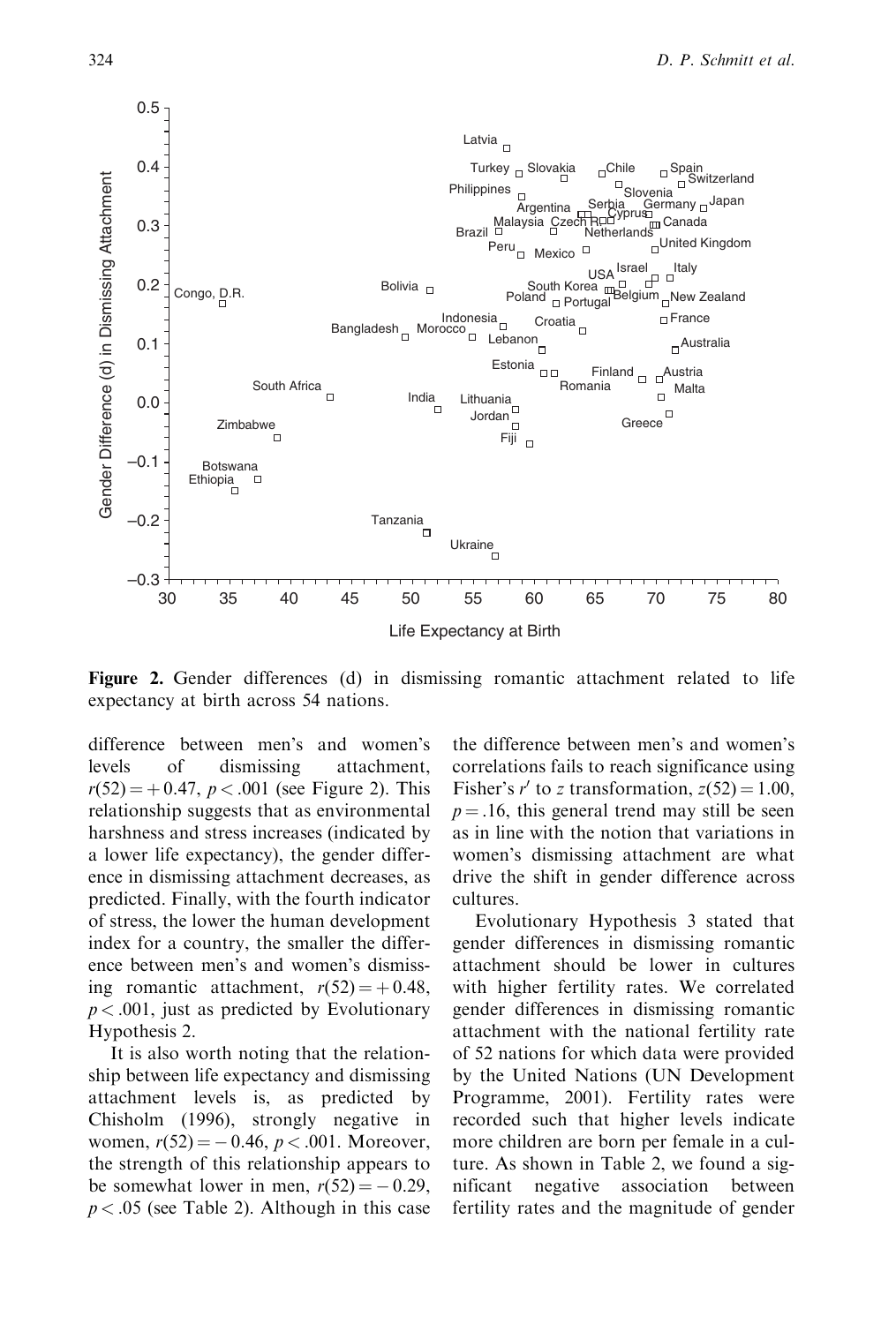**Figure 2.** Gender differences (d) in dismissing romantic attachment related to life expectancy at birth across 54 nations.

difference between men's and women's levels of dismissing attachment, $r(52) = +0.47$, $p < .001$ (see Figure 2). This relationship suggests that as environmental harshness and stress increases (indicated by a lower life expectancy), the gender difference in dismissing attachment decreases, as predicted. Finally, with the fourth indicator of stress, the lower the human development index for a country, the smaller the difference between men's and women's dismissing romantic attachment, $r(52) = +0.48$, $p < .001$, just as predicted by Evolutionary Hypothesis 2.

It is also worth noting that the relationship between life expectancy and dismissing attachment levels is, as predicted by Chisholm (1996), strongly negative in women, $r(52) = -0.46$, $p < .001$. Moreover, the strength of this relationship appears to be somewhat lower in men, $r(52) = -0.29$, $p < .05$ (see Table 2). Although in this case the difference between men's and women's correlations fails to reach significance using Fisher's $r'$ to $z$ transformation, $z(52) = 1.00$, $p = .16$, this general trend may still be seen as in line with the notion that variations in women's dismissing attachment are what drive the shift in gender difference across cultures.

Evolutionary Hypothesis 3 stated that gender differences in dismissing romantic attachment should be lower in cultures with higher fertility rates. We correlated gender differences in dismissing romantic attachment with the national fertility rate of 52 nations for which data were provided by the United Nations (UN Development Programme, 2001). Fertility rates were recorded such that higher levels indicate more children are born per female in a culture. As shown in Table 2, we found a significant negative association between fertility rates and the magnitude of gender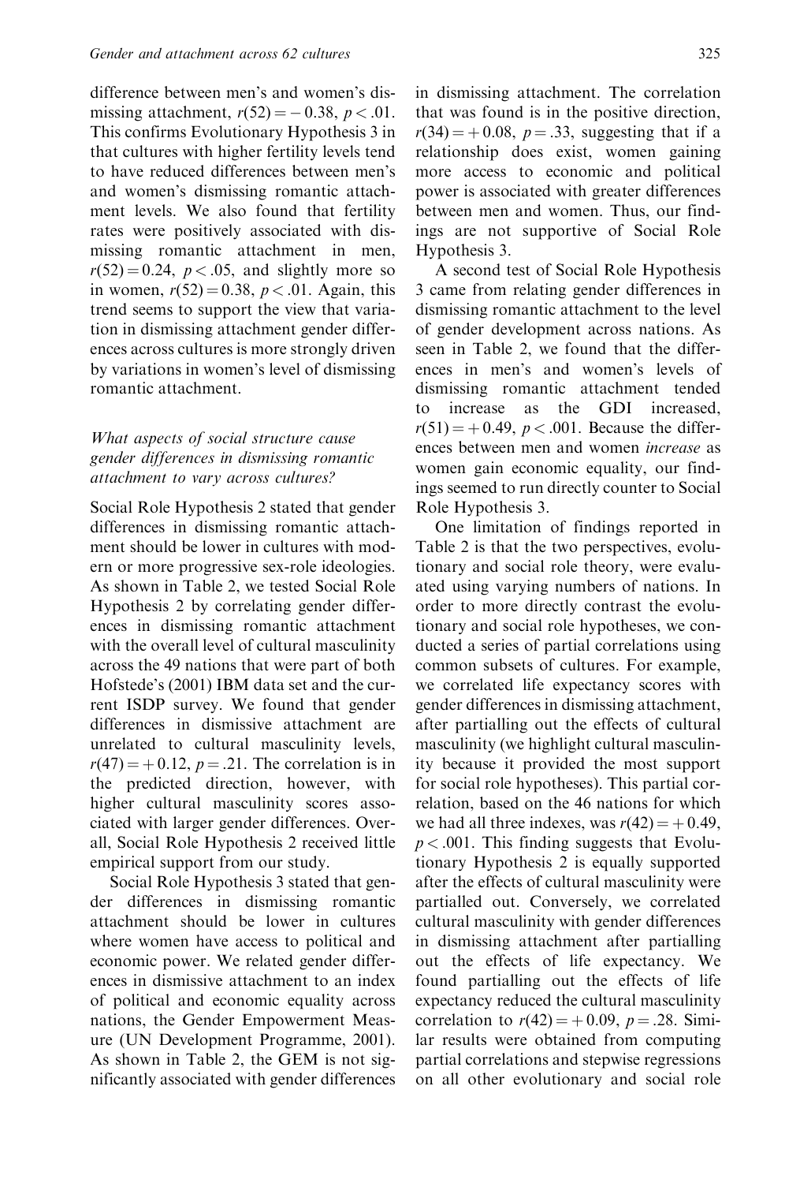difference between men's and women's dismissing attachment, $r(52) = -0.38$, $p < .01$. This confirms Evolutionary Hypothesis 3 in that cultures with higher fertility levels tend to have reduced differences between men's and women's dismissing romantic attachment levels. We also found that fertility rates were positively associated with dismissing romantic attachment in men, $r(52) = 0.24$, $p < .05$, and slightly more so in women, $r(52) = 0.38$, $p < .01$. Again, this trend seems to support the view that variation in dismissing attachment gender differences across cultures is more strongly driven by variations in women's level of dismissing romantic attachment.

### *What aspects of social structure cause gender differences in dismissing romantic attachment to vary across cultures?*

Social Role Hypothesis 2 stated that gender differences in dismissing romantic attachment should be lower in cultures with modern or more progressive sex-role ideologies. As shown in Table 2, we tested Social Role Hypothesis 2 by correlating gender differences in dismissing romantic attachment with the overall level of cultural masculinity across the 49 nations that were part of both Hofstede's (2001) IBM data set and the current ISDP survey. We found that gender differences in dismissive attachment are unrelated to cultural masculinity levels, $r(47) = +0.12$, $p = .21$. The correlation is in the predicted direction, however, with higher cultural masculinity scores associated with larger gender differences. Overall, Social Role Hypothesis 2 received little empirical support from our study.

Social Role Hypothesis 3 stated that gender differences in dismissing romantic attachment should be lower in cultures where women have access to political and economic power. We related gender differences in dismissive attachment to an index of political and economic equality across nations, the Gender Empowerment Measure (UN Development Programme, 2001). As shown in Table 2, the GEM is not significantly associated with gender differences in dismissing attachment. The correlation that was found is in the positive direction, $r(34) = +0.08$, $p = .33$, suggesting that if a relationship does exist, women gaining more access to economic and political power is associated with greater differences between men and women. Thus, our findings are not supportive of Social Role Hypothesis 3.

A second test of Social Role Hypothesis 3 came from relating gender differences in dismissing romantic attachment to the level of gender development across nations. As seen in Table 2, we found that the differences in men's and women's levels of dismissing romantic attachment tended to increase as the GDI increased, $r(51) = +0.49$, $p < .001$. Because the differences between men and women *increase* as women gain economic equality, our findings seemed to run directly counter to Social Role Hypothesis 3.

One limitation of findings reported in Table 2 is that the two perspectives, evolutionary and social role theory, were evaluated using varying numbers of nations. In order to more directly contrast the evolutionary and social role hypotheses, we conducted a series of partial correlations using common subsets of cultures. For example, we correlated life expectancy scores with gender differences in dismissing attachment, after partialling out the effects of cultural masculinity (we highlight cultural masculinity because it provided the most support for social role hypotheses). This partial correlation, based on the 46 nations for which we had all three indexes, was $r(42) = +0.49$, $p < .001$. This finding suggests that Evolutionary Hypothesis 2 is equally supported after the effects of cultural masculinity were partialled out. Conversely, we correlated cultural masculinity with gender differences in dismissing attachment after partialling out the effects of life expectancy. We found partialling out the effects of life expectancy reduced the cultural masculinity correlation to $r(42) = +0.09$, $p = .28$. Similar results were obtained from computing partial correlations and stepwise regressions on all other evolutionary and social role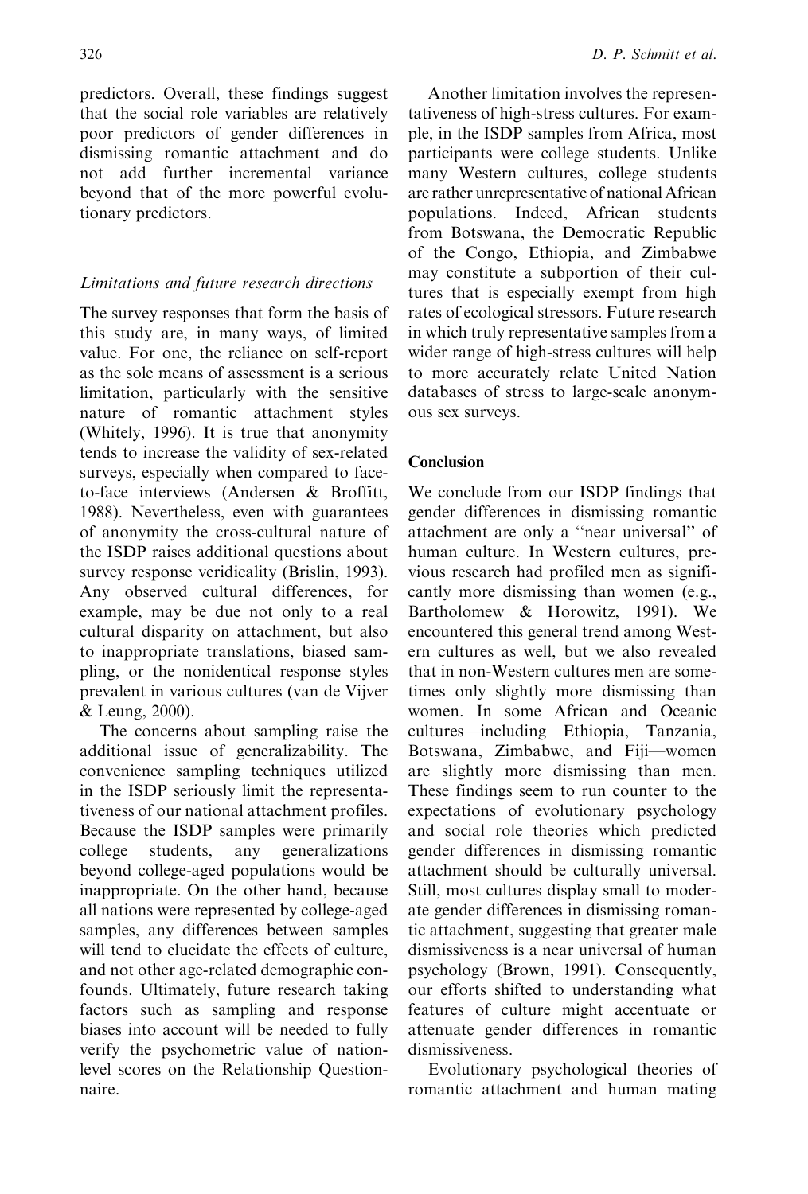predictors. Overall, these findings suggest that the social role variables are relatively poor predictors of gender differences in dismissing romantic attachment and do not add further incremental variance beyond that of the more powerful evolutionary predictors.

### *Limitations and future research directions*

The survey responses that form the basis of this study are, in many ways, of limited value. For one, the reliance on self-report as the sole means of assessment is a serious limitation, particularly with the sensitive nature of romantic attachment styles (Whitely, 1996). It is true that anonymity tends to increase the validity of sex-related surveys, especially when compared to face-to-face interviews (Andersen & Broffitt, 1988). Nevertheless, even with guarantees of anonymity the cross-cultural nature of the ISDP raises additional questions about survey response veridicality (Brislin, 1993). Any observed cultural differences, for example, may be due not only to a real cultural disparity on attachment, but also to inappropriate translations, biased sampling, or the nonidentical response styles prevalent in various cultures (van de Vijver & Leung, 2000).

The concerns about sampling raise the additional issue of generalizability. The convenience sampling techniques utilized in the ISDP seriously limit the representativeness of our national attachment profiles. Because the ISDP samples were primarily college students, any generalizations beyond college-aged populations would be inappropriate. On the other hand, because all nations were represented by college-aged samples, any differences between samples will tend to elucidate the effects of culture, and not other age-related demographic confounds. Ultimately, future research taking factors such as sampling and response biases into account will be needed to fully verify the psychometric value of nation-level scores on the Relationship Questionnaire.

Another limitation involves the representativeness of high-stress cultures. For example, in the ISDP samples from Africa, most participants were college students. Unlike many Western cultures, college students are rather unrepresentative of national African populations. Indeed, African students from Botswana, the Democratic Republic of the Congo, Ethiopia, and Zimbabwe may constitute a subportion of their cultures that is especially exempt from high rates of ecological stressors. Future research in which truly representative samples from a wider range of high-stress cultures will help to more accurately relate United Nation databases of stress to large-scale anonymous sex surveys.

## **Conclusion**

We conclude from our ISDP findings that gender differences in dismissing romantic attachment are only a ''near universal'' of human culture. In Western cultures, previous research had profiled men as significantly more dismissing than women (e.g., Bartholomew & Horowitz, 1991). We encountered this general trend among Western cultures as well, but we also revealed that in non-Western cultures men are sometimes only slightly more dismissing than women. In some African and Oceanic cultures—including Ethiopia, Tanzania, Botswana, Zimbabwe, and Fiji—women are slightly more dismissing than men. These findings seem to run counter to the expectations of evolutionary psychology and social role theories which predicted gender differences in dismissing romantic attachment should be culturally universal. Still, most cultures display small to moderate gender differences in dismissing romantic attachment, suggesting that greater male dismissiveness is a near universal of human psychology (Brown, 1991). Consequently, our efforts shifted to understanding what features of culture might accentuate or attenuate gender differences in romantic dismissiveness.

Evolutionary psychological theories of romantic attachment and human mating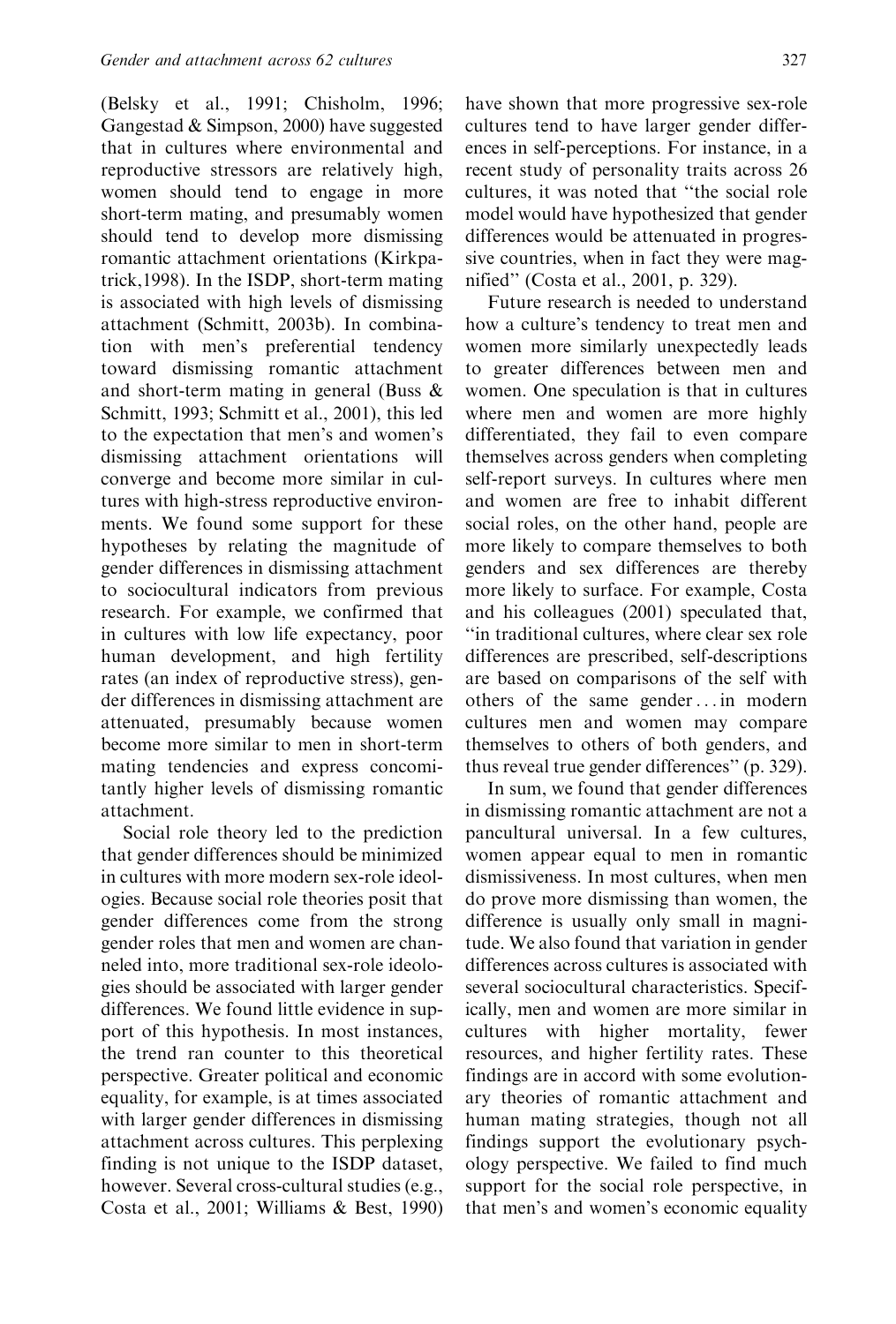(Belsky et al., 1991; Chisholm, 1996; Gangestad & Simpson, 2000) have suggested that in cultures where environmental and reproductive stressors are relatively high, women should tend to engage in more short-term mating, and presumably women should tend to develop more dismissing romantic attachment orientations (Kirkpatrick,1998). In the ISDP, short-term mating is associated with high levels of dismissing attachment (Schmitt, 2003b). In combination with men's preferential tendency toward dismissing romantic attachment and short-term mating in general (Buss & Schmitt, 1993; Schmitt et al., 2001), this led to the expectation that men's and women's dismissing attachment orientations will converge and become more similar in cultures with high-stress reproductive environments. We found some support for these hypotheses by relating the magnitude of gender differences in dismissing attachment to sociocultural indicators from previous research. For example, we confirmed that in cultures with low life expectancy, poor human development, and high fertility rates (an index of reproductive stress), gender differences in dismissing attachment are attenuated, presumably because women become more similar to men in short-term mating tendencies and express concomitantly higher levels of dismissing romantic attachment.

Social role theory led to the prediction that gender differences should be minimized in cultures with more modern sex-role ideologies. Because social role theories posit that gender differences come from the strong gender roles that men and women are channeled into, more traditional sex-role ideologies should be associated with larger gender differences. We found little evidence in support of this hypothesis. In most instances, the trend ran counter to this theoretical perspective. Greater political and economic equality, for example, is at times associated with larger gender differences in dismissing attachment across cultures. This perplexing finding is not unique to the ISDP dataset, however. Several cross-cultural studies (e.g., Costa et al., 2001; Williams & Best, 1990) have shown that more progressive sex-role cultures tend to have larger gender differences in self-perceptions. For instance, in a recent study of personality traits across 26 cultures, it was noted that "the social role model would have hypothesized that gender differences would be attenuated in progressive countries, when in fact they were magnified" (Costa et al., 2001, p. 329).

Future research is needed to understand how a culture's tendency to treat men and women more similarly unexpectedly leads to greater differences between men and women. One speculation is that in cultures where men and women are more highly differentiated, they fail to even compare themselves across genders when completing self-report surveys. In cultures where men and women are free to inhabit different social roles, on the other hand, people are more likely to compare themselves to both genders and sex differences are thereby more likely to surface. For example, Costa and his colleagues (2001) speculated that, "in traditional cultures, where clear sex role differences are prescribed, self-descriptions are based on comparisons of the self with others of the same gender ... in modern cultures men and women may compare themselves to others of both genders, and thus reveal true gender differences" (p. 329).

In sum, we found that gender differences in dismissing romantic attachment are not a pancultural universal. In a few cultures, women appear equal to men in romantic dismissiveness. In most cultures, when men do prove more dismissing than women, the difference is usually only small in magnitude. We also found that variation in gender differences across cultures is associated with several sociocultural characteristics. Specifically, men and women are more similar in cultures with higher mortality, fewer resources, and higher fertility rates. These findings are in accord with some evolutionary theories of romantic attachment and human mating strategies, though not all findings support the evolutionary psychology perspective. We failed to find much support for the social role perspective, in that men's and women's economic equality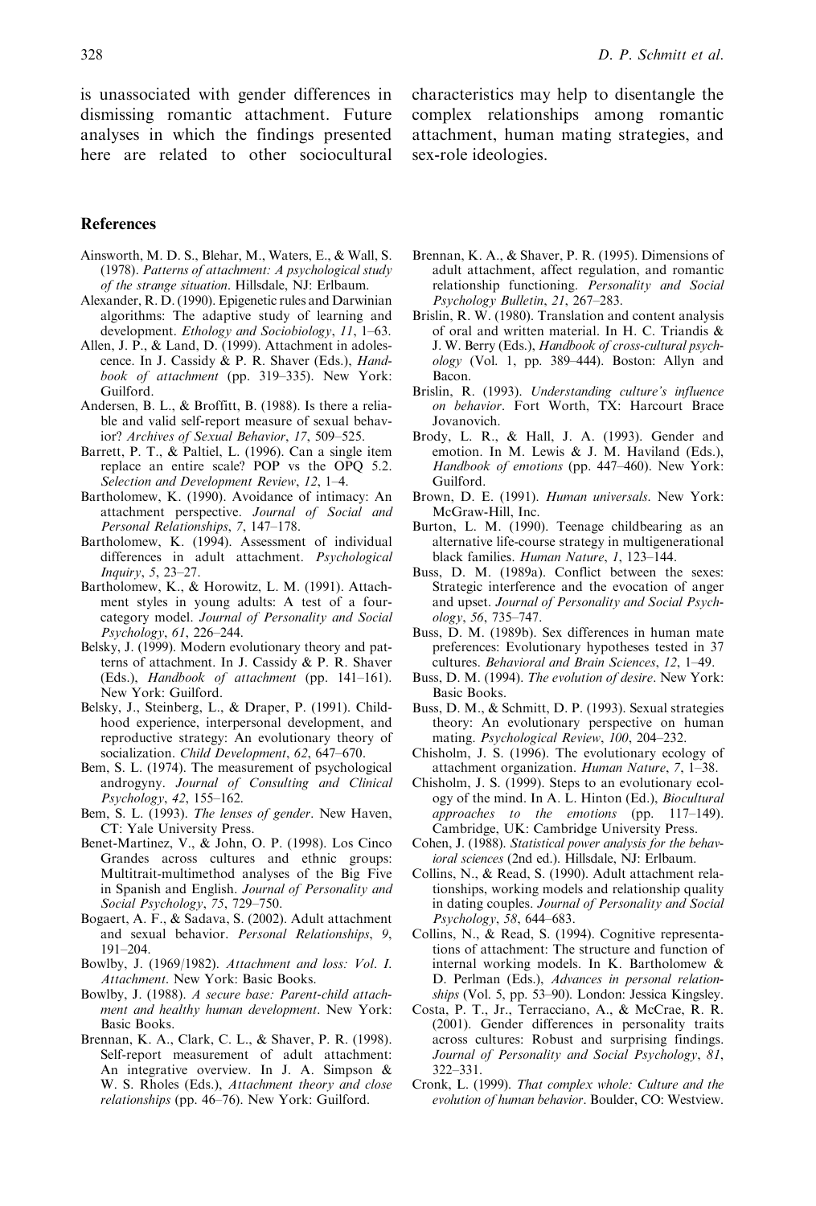is unassociated with gender differences in dismissing romantic attachment. Future analyses in which the findings presented here are related to other sociocultural characteristics may help to disentangle the complex relationships among romantic attachment, human mating strategies, and sex-role ideologies.

## References

Ainsworth, M. D. S., Blehar, M., Waters, E., & Wall, S. (1978). *Patterns of attachment: A psychological study of the strange situation*. Hillsdale, NJ: Erlbaum.

Alexander, R. D. (1990). Epigenetic rules and Darwinian algorithms: The adaptive study of learning and development. *Ethology and Sociobiology*, *11*, 1–63.

Allen, J. P., & Land, D. (1999). Attachment in adolescence. In J. Cassidy & P. R. Shaver (Eds.), *Handbook of attachment* (pp. 319–335). New York: Guilford.

Andersen, B. L., & Broffitt, B. (1988). Is there a reliable and valid self-report measure of sexual behavior? *Archives of Sexual Behavior*, *17*, 509–525.

Barrett, P. T., & Paltiel, L. (1996). Can a single item replace an entire scale? POP vs the OPQ 5.2. *Selection and Development Review*, *12*, 1–4.

Bartholomew, K. (1990). Avoidance of intimacy: An attachment perspective. *Journal of Social and Personal Relationships*, *7*, 147–178.

Bartholomew, K. (1994). Assessment of individual differences in adult attachment. *Psychological Inquiry*, *5*, 23–27.

Bartholomew, K., & Horowitz, L. M. (1991). Attachment styles in young adults: A test of a four-category model. *Journal of Personality and Social Psychology*, *61*, 226–244.

Belsky, J. (1999). Modern evolutionary theory and patterns of attachment. In J. Cassidy & P. R. Shaver (Eds.), *Handbook of attachment* (pp. 141–161). New York: Guilford.

Belsky, J., Steinberg, L., & Draper, P. (1991). Childhood experience, interpersonal development, and reproductive strategy: An evolutionary theory of socialization. *Child Development*, *62*, 647–670.

Bem, S. L. (1974). The measurement of psychological androgyny. *Journal of Consulting and Clinical Psychology*, *42*, 155–162.

Bem, S. L. (1993). *The lenses of gender*. New Haven, CT: Yale University Press.

Benet-Martinez, V., & John, O. P. (1998). Los Cinco Grandes across cultures and ethnic groups: Multitrait-multimethod analyses of the Big Five in Spanish and English. *Journal of Personality and Social Psychology*, *75*, 729–750.

Bogaert, A. F., & Sadava, S. (2002). Adult attachment and sexual behavior. *Personal Relationships*, *9*, 191–204.

Bowlby, J. (1969/1982). *Attachment and loss: Vol. I. Attachment*. New York: Basic Books.

Bowlby, J. (1988). *A secure base: Parent-child attachment and healthy human development*. New York: Basic Books.

Brennan, K. A., Clark, C. L., & Shaver, P. R. (1998). Self-report measurement of adult attachment: An integrative overview. In J. A. Simpson & W. S. Rholes (Eds.), *Attachment theory and close relationships* (pp. 46–76). New York: Guilford.

Brennan, K. A., & Shaver, P. R. (1995). Dimensions of adult attachment, affect regulation, and romantic relationship functioning. *Personality and Social Psychology Bulletin*, *21*, 267–283.

Brislin, R. W. (1980). Translation and content analysis of oral and written material. In H. C. Triandis & J. W. Berry (Eds.), *Handbook of cross-cultural psychology* (Vol. 1, pp. 389–444). Boston: Allyn and Bacon.

Brislin, R. (1993). *Understanding culture's influence on behavior*. Fort Worth, TX: Harcourt Brace Jovanovich.

Brody, L. R., & Hall, J. A. (1993). Gender and emotion. In M. Lewis & J. M. Haviland (Eds.), *Handbook of emotions* (pp. 447–460). New York: Guilford.

Brown, D. E. (1991). *Human universals*. New York: McGraw-Hill, Inc.

Burton, L. M. (1990). Teenage childbearing as an alternative life-course strategy in multigenerational black families. *Human Nature*, *1*, 123–144.

Buss, D. M. (1989a). Conflict between the sexes: Strategic interference and the evocation of anger and upset. *Journal of Personality and Social Psychology*, *56*, 735–747.

Buss, D. M. (1989b). Sex differences in human mate preferences: Evolutionary hypotheses tested in 37 cultures. *Behavioral and Brain Sciences*, *12*, 1–49.

Buss, D. M. (1994). *The evolution of desire*. New York: Basic Books.

Buss, D. M., & Schmitt, D. P. (1993). Sexual strategies theory: An evolutionary perspective on human mating. *Psychological Review*, *100*, 204–232.

Chisholm, J. S. (1996). The evolutionary ecology of attachment organization. *Human Nature*, *7*, 1–38.

Chisholm, J. S. (1999). Steps to an evolutionary ecology of the mind. In A. L. Hinton (Ed.), *Biocultural approaches to the emotions* (pp. 117–149). Cambridge, UK: Cambridge University Press.

Cohen, J. (1988). *Statistical power analysis for the behavioral sciences* (2nd ed.). Hillsdale, NJ: Erlbaum.

Collins, N., & Read, S. (1990). Adult attachment relationships, working models and relationship quality in dating couples. *Journal of Personality and Social Psychology*, *58*, 644–683.

Collins, N., & Read, S. (1994). Cognitive representations of attachment: The structure and function of internal working models. In K. Bartholomew & D. Perlman (Eds.), *Advances in personal relationships* (Vol. 5, pp. 53–90). London: Jessica Kingsley.

Costa, P. T., Jr., Terracciano, A., & McCrae, R. R. (2001). Gender differences in personality traits across cultures: Robust and surprising findings. *Journal of Personality and Social Psychology*, *81*, 322–331.

Cronk, L. (1999). *That complex whole: Culture and the evolution of human behavior*. Boulder, CO: Westview.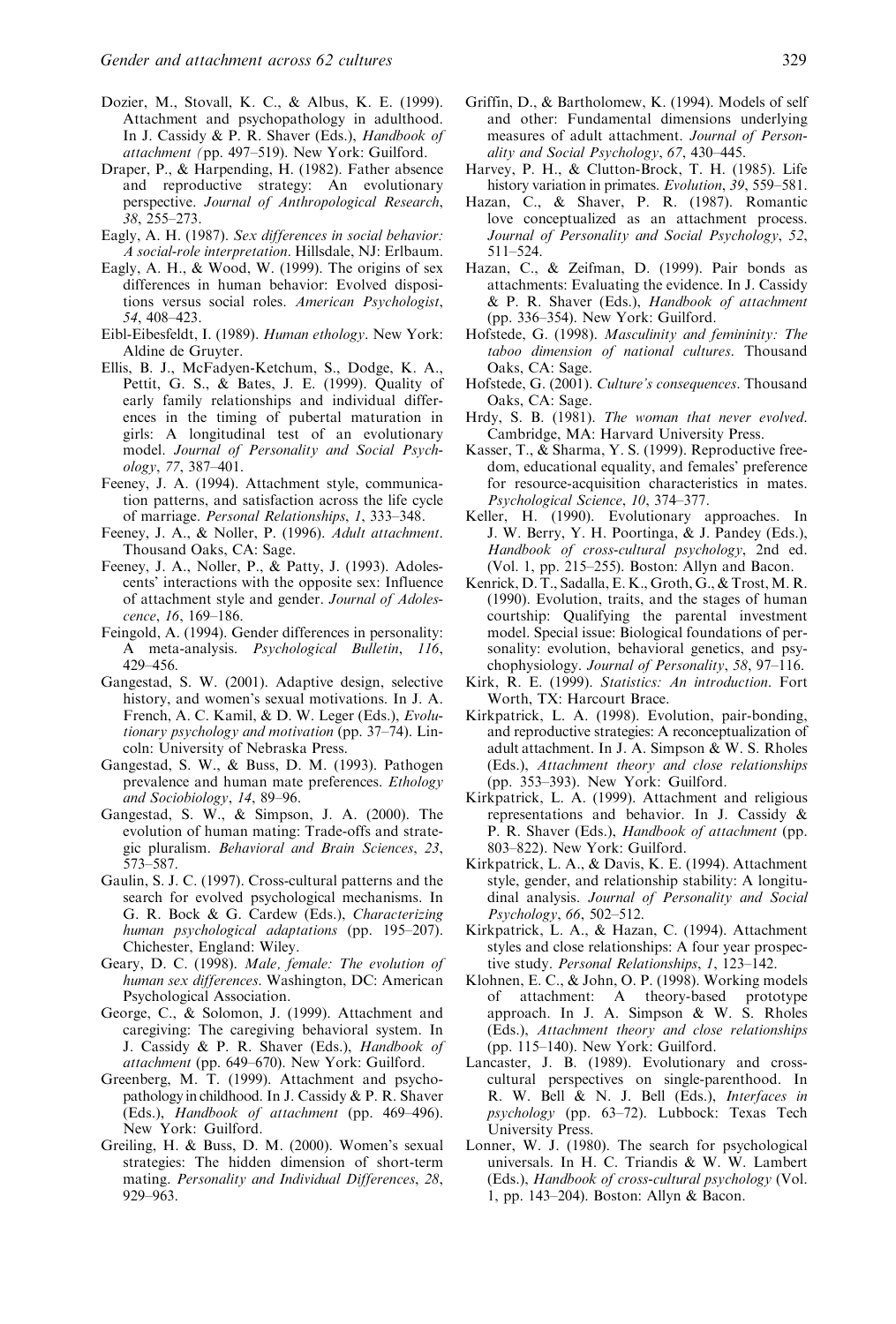Dozier, M., Stovall, K. C., & Albus, K. E. (1999). Attachment and psychopathology in adulthood. In J. Cassidy & P. R. Shaver (Eds.), *Handbook of attachment* (pp. 497–519). New York: Guilford.

Draper, P., & Harpending, H. (1982). Father absence and reproductive strategy: An evolutionary perspective. *Journal of Anthropological Research*, *38*, 255–273.

Eagly, A. H. (1987). *Sex differences in social behavior: A social-role interpretation*. Hillsdale, NJ: Erlbaum.

Eagly, A. H., & Wood, W. (1999). The origins of sex differences in human behavior: Evolved dispositions versus social roles. *American Psychologist*, *54*, 408–423.

Eibl-Eibesfeldt, I. (1989). *Human ethology*. New York: Aldine de Gruyter.

Ellis, B. J., McFadyen-Ketchum, S., Dodge, K. A., Pettit, G. S., & Bates, J. E. (1999). Quality of early family relationships and individual differences in the timing of pubertal maturation in girls: A longitudinal test of an evolutionary model. *Journal of Personality and Social Psychology*, *77*, 387–401.

Feeney, J. A. (1994). Attachment style, communication patterns, and satisfaction across the life cycle of marriage. *Personal Relationships*, *1*, 333–348.

Feeney, J. A., & Noller, P. (1996). *Adult attachment*. Thousand Oaks, CA: Sage.

Feeney, J. A., Noller, P., & Patty, J. (1993). Adolescents' interactions with the opposite sex: Influence of attachment style and gender. *Journal of Adolescence*, *16*, 169–186.

Feingold, A. (1994). Gender differences in personality: A meta-analysis. *Psychological Bulletin*, *116*, 429–456.

Gangestad, S. W. (2001). Adaptive design, selective history, and women's sexual motivations. In J. A. French, A. C. Kamil, & D. W. Leger (Eds.), *Evolutionary psychology and motivation* (pp. 37–74). Lincoln: University of Nebraska Press.

Gangestad, S. W., & Buss, D. M. (1993). Pathogen prevalence and human mate preferences. *Ethology and Sociobiology*, *14*, 89–96.

Gangestad, S. W., & Simpson, J. A. (2000). The evolution of human mating: Trade-offs and strategic pluralism. *Behavioral and Brain Sciences*, *23*, 573–587.

Gaulin, S. J. C. (1997). Cross-cultural patterns and the search for evolved psychological mechanisms. In G. R. Bock & G. Cardew (Eds.), *Characterizing human psychological adaptations* (pp. 195–207). Chichester, England: Wiley.

Geary, D. C. (1998). *Male, female: The evolution of human sex differences*. Washington, DC: American Psychological Association.

George, C., & Solomon, J. (1999). Attachment and caregiving: The caregiving behavioral system. In J. Cassidy & P. R. Shaver (Eds.), *Handbook of attachment* (pp. 649–670). New York: Guilford.

Greenberg, M. T. (1999). Attachment and psychopathology in childhood. In J. Cassidy & P. R. Shaver (Eds.), *Handbook of attachment* (pp. 469–496). New York: Guilford.

Greiling, H. & Buss, D. M. (2000). Women's sexual strategies: The hidden dimension of short-term mating. *Personality and Individual Differences*, *28*, 929–963.

Griffin, D., & Bartholomew, K. (1994). Models of self and other: Fundamental dimensions underlying measures of adult attachment. *Journal of Personality and Social Psychology*, *67*, 430–445.

Harvey, P. H., & Clutton-Brock, T. H. (1985). Life history variation in primates. *Evolution*, *39*, 559–581.

Hazan, C., & Shaver, P. R. (1987). Romantic love conceptualized as an attachment process. *Journal of Personality and Social Psychology*, *52*, 511–524.

Hazan, C., & Zeifman, D. (1999). Pair bonds as attachments: Evaluating the evidence. In J. Cassidy & P. R. Shaver (Eds.), *Handbook of attachment* (pp. 336–354). New York: Guilford.

Hofstede, G. (1998). *Masculinity and femininity: The taboo dimension of national cultures*. Thousand Oaks, CA: Sage.

Hofstede, G. (2001). *Culture's consequences*. Thousand Oaks, CA: Sage.

Hrdy, S. B. (1981). *The woman that never evolved*. Cambridge, MA: Harvard University Press.

Kasser, T., & Sharma, Y. S. (1999). Reproductive freedom, educational equality, and females' preference for resource-acquisition characteristics in mates. *Psychological Science*, *10*, 374–377.

Keller, H. (1990). Evolutionary approaches. In J. W. Berry, Y. H. Poortinga, & J. Pandey (Eds.), *Handbook of cross-cultural psychology*, 2nd ed. (Vol. 1, pp. 215–255). Boston: Allyn and Bacon.

Kenrick, D. T., Sadalla, E. K., Groth, G., & Trost, M. R. (1990). Evolution, traits, and the stages of human courtship: Qualifying the parental investment model. Special issue: Biological foundations of personality: evolution, behavioral genetics, and psychophysiology. *Journal of Personality*, *58*, 97–116.

Kirk, R. E. (1999). *Statistics: An introduction*. Fort Worth, TX: Harcourt Brace.

Kirkpatrick, L. A. (1998). Evolution, pair-bonding, and reproductive strategies: A reconceptualization of adult attachment. In J. A. Simpson & W. S. Rholes (Eds.), *Attachment theory and close relationships* (pp. 353–393). New York: Guilford.

Kirkpatrick, L. A. (1999). Attachment and religious representations and behavior. In J. Cassidy & P. R. Shaver (Eds.), *Handbook of attachment* (pp. 803–822). New York: Guilford.

Kirkpatrick, L. A., & Davis, K. E. (1994). Attachment style, gender, and relationship stability: A longitudinal analysis. *Journal of Personality and Social Psychology*, *66*, 502–512.

Kirkpatrick, L. A., & Hazan, C. (1994). Attachment styles and close relationships: A four year prospective study. *Personal Relationships*, *1*, 123–142.

Klohnen, E. C., & John, O. P. (1998). Working models of attachment: A theory-based prototype approach. In J. A. Simpson & W. S. Rholes (Eds.), *Attachment theory and close relationships* (pp. 115–140). New York: Guilford.

Lancaster, J. B. (1989). Evolutionary and cross-cultural perspectives on single-parenthood. In R. W. Bell & N. J. Bell (Eds.), *Interfaces in psychology* (pp. 63–72). Lubbock: Texas Tech University Press.

Lonner, W. J. (1980). The search for psychological universals. In H. C. Triandis & W. W. Lambert (Eds.), *Handbook of cross-cultural psychology* (Vol. 1, pp. 143–204). Boston: Allyn & Bacon.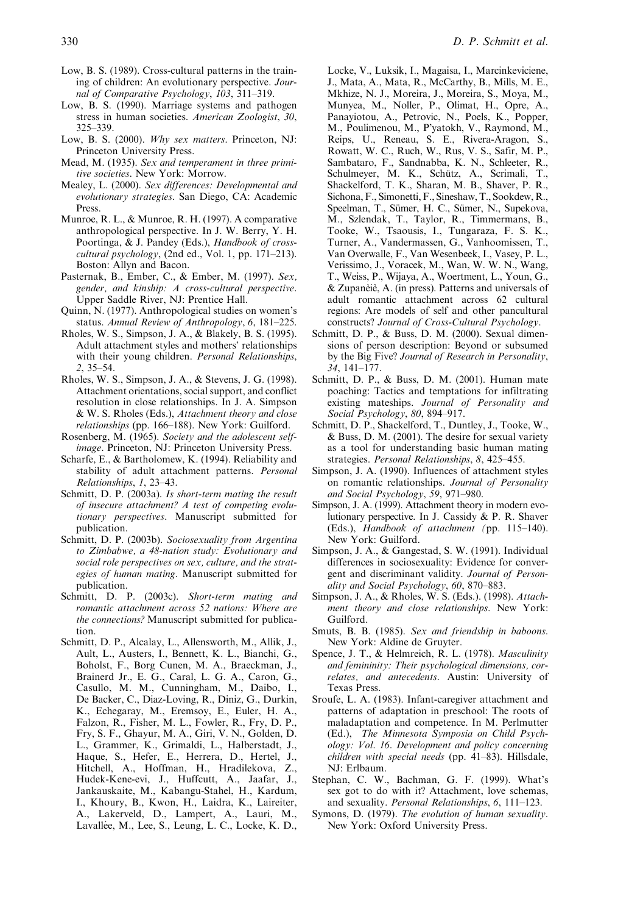Low, B. S. (1989). Cross-cultural patterns in the training of children: An evolutionary perspective. *Journal of Comparative Psychology*, *103*, 311–319.

Low, B. S. (1990). Marriage systems and pathogen stress in human societies. *American Zoologist*, *30*, 325–339.

Low, B. S. (2000). *Why sex matters*. Princeton, NJ: Princeton University Press.

Mead, M. (1935). *Sex and temperament in three primitive societies*. New York: Morrow.

Mealey, L. (2000). *Sex differences: Developmental and evolutionary strategies*. San Diego, CA: Academic Press.

Munroe, R. L., & Munroe, R. H. (1997). A comparative anthropological perspective. In J. W. Berry, Y. H. Poortinga, & J. Pandey (Eds.), *Handbook of cross-cultural psychology*, (2nd ed., Vol. 1, pp. 171–213). Boston: Allyn and Bacon.

Pasternak, B., Ember, C., & Ember, M. (1997). *Sex, gender, and kinship: A cross-cultural perspective*. Upper Saddle River, NJ: Prentice Hall.

Quinn, N. (1977). Anthropological studies on women's status. *Annual Review of Anthropology*, *6*, 181–225.

Rholes, W. S., Simpson, J. A., & Blakely, B. S. (1995). Adult attachment styles and mothers' relationships with their young children. *Personal Relationships*, *2*, 35–54.

Rholes, W. S., Simpson, J. A., & Stevens, J. G. (1998). Attachment orientations, social support, and conflict resolution in close relationships. In J. A. Simpson & W. S. Rholes (Eds.), *Attachment theory and close relationships* (pp. 166–188). New York: Guilford.

Rosenberg, M. (1965). *Society and the adolescent self-image*. Princeton, NJ: Princeton University Press.

Scharfe, E., & Bartholomew, K. (1994). Reliability and stability of adult attachment patterns. *Personal Relationships*, *1*, 23–43.

Schmitt, D. P. (2003a). *Is short-term mating the result of insecure attachment? A test of competing evolutionary perspectives*. Manuscript submitted for publication.

Schmitt, D. P. (2003b). *Sociosexuality from Argentina to Zimbabwe, a 48-nation study: Evolutionary and social role perspectives on sex, culture, and the strategies of human mating*. Manuscript submitted for publication.

Schmitt, D. P. (2003c). *Short-term mating and romantic attachment across 52 nations: Where are the connections?* Manuscript submitted for publication.

Schmitt, D. P., Alcalay, L., Allensworth, M., Allik, J., Ault, L., Austers, I., Bennett, K. L., Bianchi, G., Boholst, F., Borg Cunen, M. A., Braeckman, J., Brainerd Jr., E. G., Caral, L. G. A., Caron, G., Casullo, M. M., Cunningham, M., Daibo, I., De Backer, C., Diaz-Loving, R., Diniz, G., Durkin, K., Echegaray, M., Eremsoy, E., Euler, H. A., Falzon, R., Fisher, M. L., Fowler, R., Fry, D. P., Fry, S. F., Ghayur, M. A., Giri, V. N., Golden, D. L., Grammer, K., Grimaldi, L., Halberstadt, J., Haque, S., Hefer, E., Herrera, D., Hertel, J., Hitchell, A., Hoffman, H., Hradilekova, Z., Hudek-Kene-evi, J., Huffcutt, A., Jaafar, J., Jankauskaite, M., Kabangu-Stahel, H., Kardum, I., Khoury, B., Kwon, H., Laidra, K., Laireiter, A., Lakerveld, D., Lampert, A., Lauri, M., Lavallée, M., Lee, S., Leung, L. C., Locke, K. D., Locke, V., Luksik, I., Magaisa, I., Marcinkeviciene, J., Mata, A., Mata, R., McCarthy, B., Mills, M. E., Mkhize, N. J., Moreira, J., Moreira, S., Moya, M., Munyea, M., Noller, P., Olimat, H., Opre, A., Panayiotou, A., Petrovic, N., Poels, K., Popper, M., Poulimenou, M., P'yatokh, V., Raymond, M., Reips, U., Reneau, S. E., Rivera-Aragon, S., Rowatt, W. C., Ruch, W., Rus, V. S., Safir, M. P., Sambataro, F., Sandnabba, K. N., Schleeter, R., Schulmeyer, M. K., Schütz, A., Scrimali, T., Shackelford, T. K., Sharan, M. B., Shaver, P. R., Sichona, F., Simonetti, F., Sineshaw, T., Sookdew, R., Speelman, T., Sümer, H. C., Sümer, N., Supekova, M., Szlendak, T., Taylor, R., Timmermans, B., Tooke, W., Tsaousis, I., Tungaraza, F. S. K., Turner, A., Vandermassen, G., Vanhoomissen, T., Van Overwalle, F., Van Wesenbeek, I., Vasey, P. L., Verissimo, J., Voracek, M., Wan, W. W. N., Wang, T., Weiss, P., Wijaya, A., Woertment, L., Youn, G., & Zupanèiè, A. (in press). Patterns and universals of adult romantic attachment across 62 cultural regions: Are models of self and other pancultural constructs? *Journal of Cross-Cultural Psychology*.

Schmitt, D. P., & Buss, D. M. (2000). Sexual dimensions of person description: Beyond or subsumed by the Big Five? *Journal of Research in Personality*, *34*, 141–177.

Schmitt, D. P., & Buss, D. M. (2001). Human mate poaching: Tactics and temptations for infiltrating existing mateships. *Journal of Personality and Social Psychology*, *80*, 894–917.

Schmitt, D. P., Shackelford, T., Duntley, J., Tooke, W., & Buss, D. M. (2001). The desire for sexual variety as a tool for understanding basic human mating strategies. *Personal Relationships*, *8*, 425–455.

Simpson, J. A. (1990). Influences of attachment styles on romantic relationships. *Journal of Personality and Social Psychology*, *59*, 971–980.

Simpson, J. A. (1999). Attachment theory in modern evolutionary perspective. In J. Cassidy & P. R. Shaver (Eds.), *Handbook of attachment (*pp. 115–140). New York: Guilford.

Simpson, J. A., & Gangestad, S. W. (1991). Individual differences in sociosexuality: Evidence for convergent and discriminant validity. *Journal of Personality and Social Psychology*, *60*, 870–883.

Simpson, J. A., & Rholes, W. S. (Eds.). (1998). *Attachment theory and close relationships*. New York: Guilford.

Smuts, B. B. (1985). *Sex and friendship in baboons*. New York: Aldine de Gruyter.

Spence, J. T., & Helmreich, R. L. (1978). *Masculinity and femininity: Their psychological dimensions, correlates, and antecedents*. Austin: University of Texas Press.

Sroufe, L. A. (1983). Infant-caregiver attachment and patterns of adaptation in preschool: The roots of maladaptation and competence. In M. Perlmutter (Ed.), *The Minnesota Symposia on Child Psychology: Vol. 16. Development and policy concerning children with special needs* (pp. 41–83). Hillsdale, NJ: Erlbaum.

Stephan, C. W., Bachman, G. F. (1999). What's sex got to do with it? Attachment, love schemas, and sexuality. *Personal Relationships*, *6*, 111–123.

Symons, D. (1979). *The evolution of human sexuality*. New York: Oxford University Press.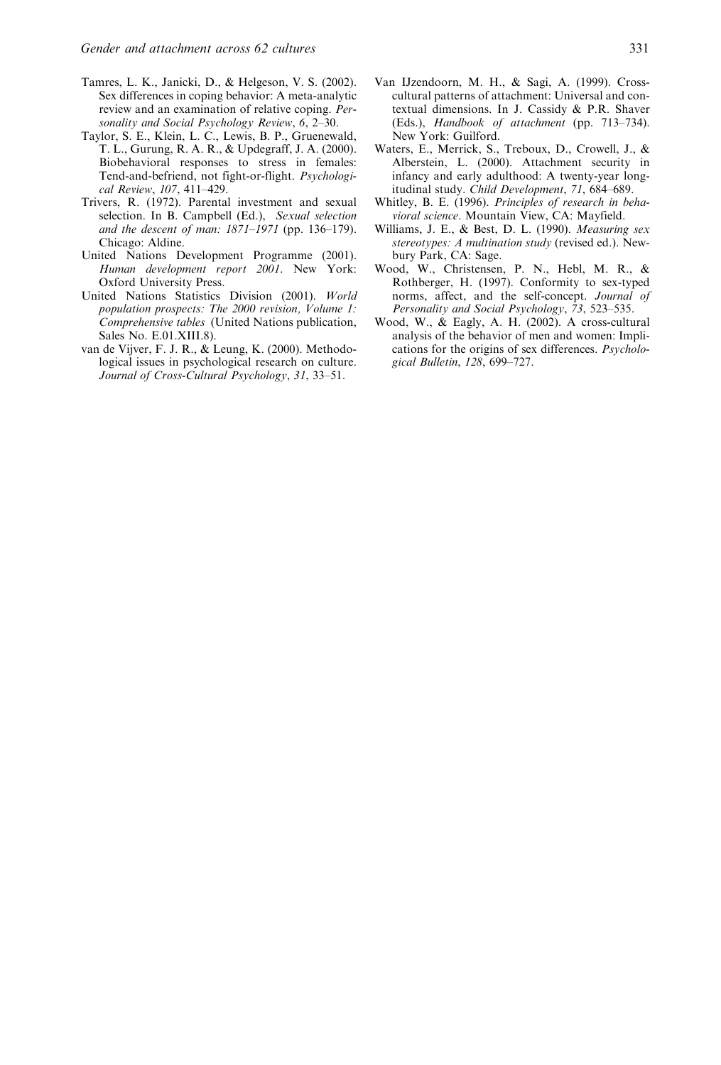Tamres, L. K., Janicki, D., & Helgeson, V. S. (2002). Sex differences in coping behavior: A meta-analytic review and an examination of relative coping. *Personality and Social Psychology Review*, *6*, 2–30.

Taylor, S. E., Klein, L. C., Lewis, B. P., Gruenewald, T. L., Gurung, R. A. R., & Updegraff, J. A. (2000). Biobehavioral responses to stress in females: Tend-and-befriend, not fight-or-flight. *Psychological Review*, *107*, 411–429.

Trivers, R. (1972). Parental investment and sexual selection. In B. Campbell (Ed.), *Sexual selection and the descent of man: 1871–1971* (pp. 136–179). Chicago: Aldine.

United Nations Development Programme (2001). *Human development report 2001*. New York: Oxford University Press.

United Nations Statistics Division (2001). *World population prospects: The 2000 revision, Volume 1: Comprehensive tables* (United Nations publication, Sales No. E.01.XIII.8).

van de Vijver, F. J. R., & Leung, K. (2000). Methodological issues in psychological research on culture. *Journal of Cross-Cultural Psychology*, *31*, 33–51.

Van IJzendoorn, M. H., & Sagi, A. (1999). Cross-cultural patterns of attachment: Universal and contextual dimensions. In J. Cassidy & P.R. Shaver (Eds.), *Handbook of attachment* (pp. 713–734). New York: Guilford.

Waters, E., Merrick, S., Treboux, D., Crowell, J., & Alberstein, L. (2000). Attachment security in infancy and early adulthood: A twenty-year longitudinal study. *Child Development*, *71*, 684–689.

Whitley, B. E. (1996). *Principles of research in behavioral science*. Mountain View, CA: Mayfield.

Williams, J. E., & Best, D. L. (1990). *Measuring sex stereotypes: A multination study* (revised ed.). Newbury Park, CA: Sage.

Wood, W., Christensen, P. N., Hebl, M. R., & Rothberger, H. (1997). Conformity to sex-typed norms, affect, and the self-concept. *Journal of Personality and Social Psychology*, *73*, 523–535.

Wood, W., & Eagly, A. H. (2002). A cross-cultural analysis of the behavior of men and women: Implications for the origins of sex differences. *Psychological Bulletin*, *128*, 699–727.